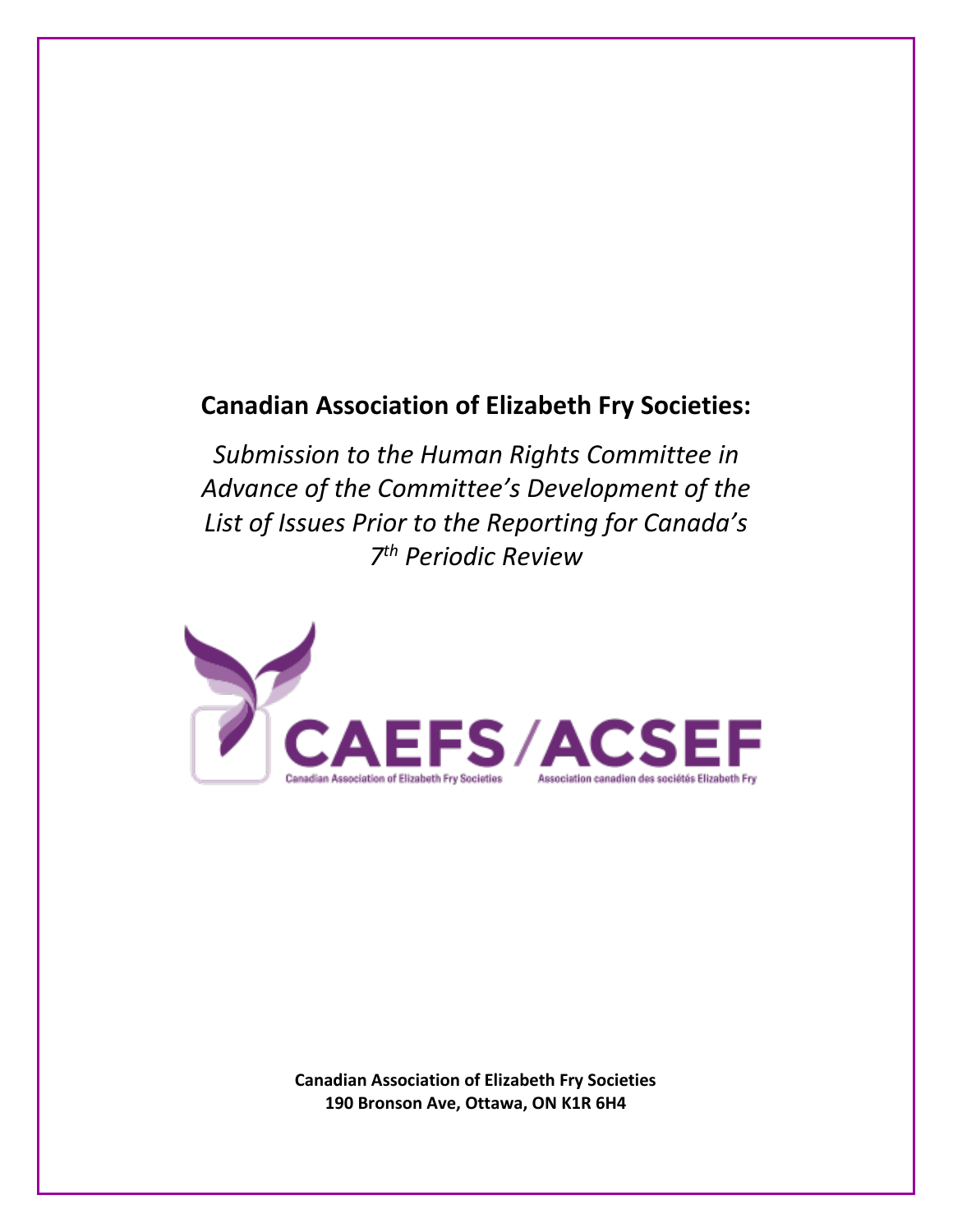# Canadian Association of Elizabeth Fry Societies:

*Submission to the Human Rights Committee in Advance of the Committee's Development of the List of Issues Prior to the Reporting for Canada's 7th Periodic Review*

CAEFS / ACSEF

Canadian Association of Elizabeth Fry Societies

Association canadien des sociétés Elizabeth Fry

**Canadian Association of Elizabeth Fry Societies**
**190 Bronson Ave, Ottawa, ON K1R 6H4**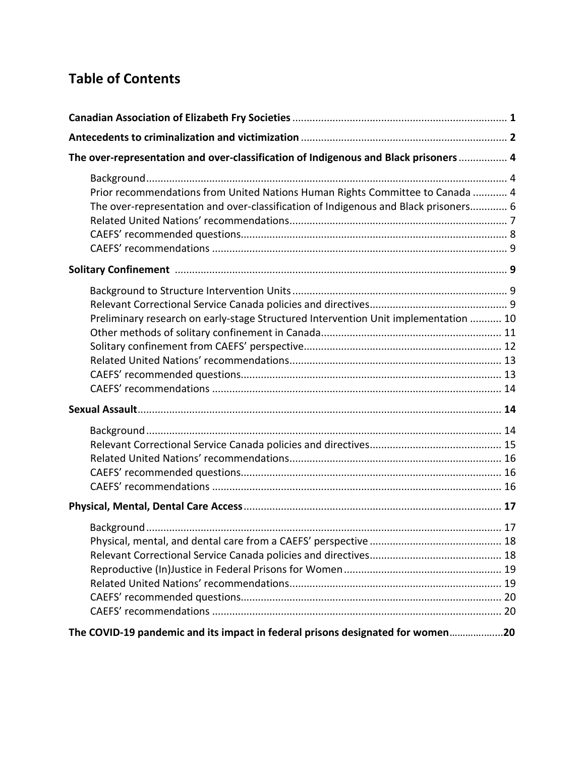# Table of Contents

**Canadian Association of Elizabeth Fry Societies** .......... **1**

**Antecedents to criminalization and victimization** .......... **2**

**The over-representation and over-classification of Indigenous and Black prisoners** .......... **4**

- Background .......... 4
- Prior recommendations from United Nations Human Rights Committee to Canada .......... 4
- The over-representation and over-classification of Indigenous and Black prisoners .......... 6
- Related United Nations' recommendations .......... 7
- CAEFS' recommended questions .......... 8
- CAEFS' recommendations .......... 9

**Solitary Confinement** .......... **9**

- Background to Structure Intervention Units .......... 9
- Relevant Correctional Service Canada policies and directives .......... 9
- Preliminary research on early-stage Structured Intervention Unit implementation .......... 10
- Other methods of solitary confinement in Canada .......... 11
- Solitary confinement from CAEFS' perspective .......... 12
- Related United Nations' recommendations .......... 13
- CAEFS' recommended questions .......... 13
- CAEFS' recommendations .......... 14

**Sexual Assault** .......... **14**

- Background .......... 14
- Relevant Correctional Service Canada policies and directives .......... 15
- Related United Nations' recommendations .......... 16
- CAEFS' recommended questions .......... 16
- CAEFS' recommendations .......... 16

**Physical, Mental, Dental Care Access** .......... **17**

- Background .......... 17
- Physical, mental, and dental care from a CAEFS' perspective .......... 18
- Relevant Correctional Service Canada policies and directives .......... 18
- Reproductive (In)Justice in Federal Prisons for Women .......... 19
- Related United Nations' recommendations .......... 19
- CAEFS' recommended questions .......... 20
- CAEFS' recommendations .......... 20

**The COVID-19 pandemic and its impact in federal prisons designated for women** .......... **20**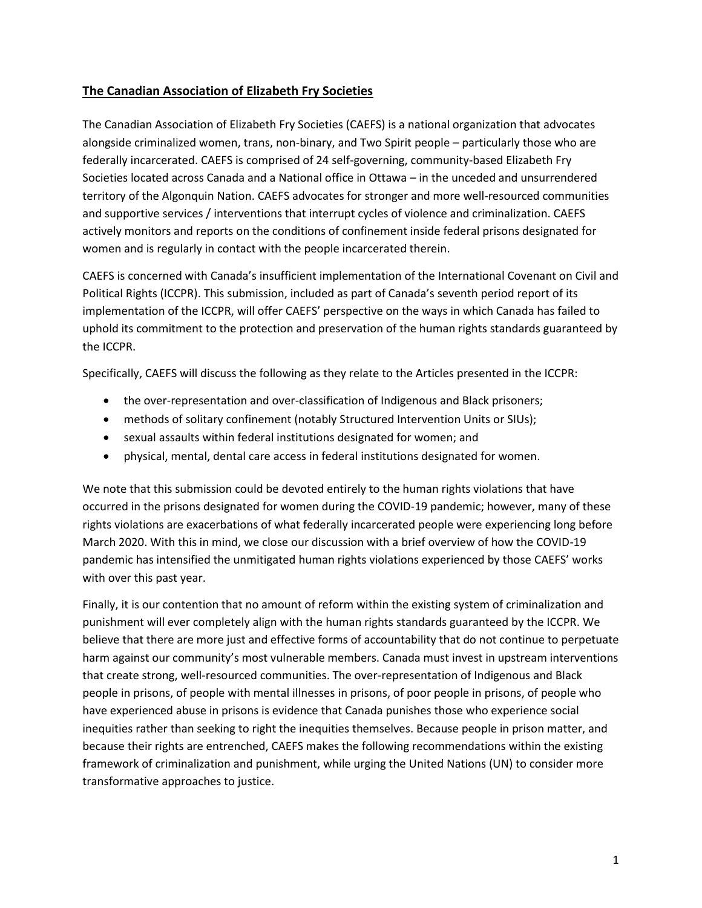## The Canadian Association of Elizabeth Fry Societies

The Canadian Association of Elizabeth Fry Societies (CAEFS) is a national organization that advocates alongside criminalized women, trans, non-binary, and Two Spirit people – particularly those who are federally incarcerated. CAEFS is comprised of 24 self-governing, community-based Elizabeth Fry Societies located across Canada and a National office in Ottawa – in the unceded and unsurrendered territory of the Algonquin Nation. CAEFS advocates for stronger and more well-resourced communities and supportive services / interventions that interrupt cycles of violence and criminalization. CAEFS actively monitors and reports on the conditions of confinement inside federal prisons designated for women and is regularly in contact with the people incarcerated therein.

CAEFS is concerned with Canada's insufficient implementation of the International Covenant on Civil and Political Rights (ICCPR). This submission, included as part of Canada's seventh period report of its implementation of the ICCPR, will offer CAEFS' perspective on the ways in which Canada has failed to uphold its commitment to the protection and preservation of the human rights standards guaranteed by the ICCPR.

Specifically, CAEFS will discuss the following as they relate to the Articles presented in the ICCPR:

- the over-representation and over-classification of Indigenous and Black prisoners;
- methods of solitary confinement (notably Structured Intervention Units or SIUs);
- sexual assaults within federal institutions designated for women; and
- physical, mental, dental care access in federal institutions designated for women.

We note that this submission could be devoted entirely to the human rights violations that have occurred in the prisons designated for women during the COVID-19 pandemic; however, many of these rights violations are exacerbations of what federally incarcerated people were experiencing long before March 2020. With this in mind, we close our discussion with a brief overview of how the COVID-19 pandemic has intensified the unmitigated human rights violations experienced by those CAEFS' works with over this past year.

Finally, it is our contention that no amount of reform within the existing system of criminalization and punishment will ever completely align with the human rights standards guaranteed by the ICCPR. We believe that there are more just and effective forms of accountability that do not continue to perpetuate harm against our community's most vulnerable members. Canada must invest in upstream interventions that create strong, well-resourced communities. The over-representation of Indigenous and Black people in prisons, of people with mental illnesses in prisons, of poor people in prisons, of people who have experienced abuse in prisons is evidence that Canada punishes those who experience social inequities rather than seeking to right the inequities themselves. Because people in prison matter, and because their rights are entrenched, CAEFS makes the following recommendations within the existing framework of criminalization and punishment, while urging the United Nations (UN) to consider more transformative approaches to justice.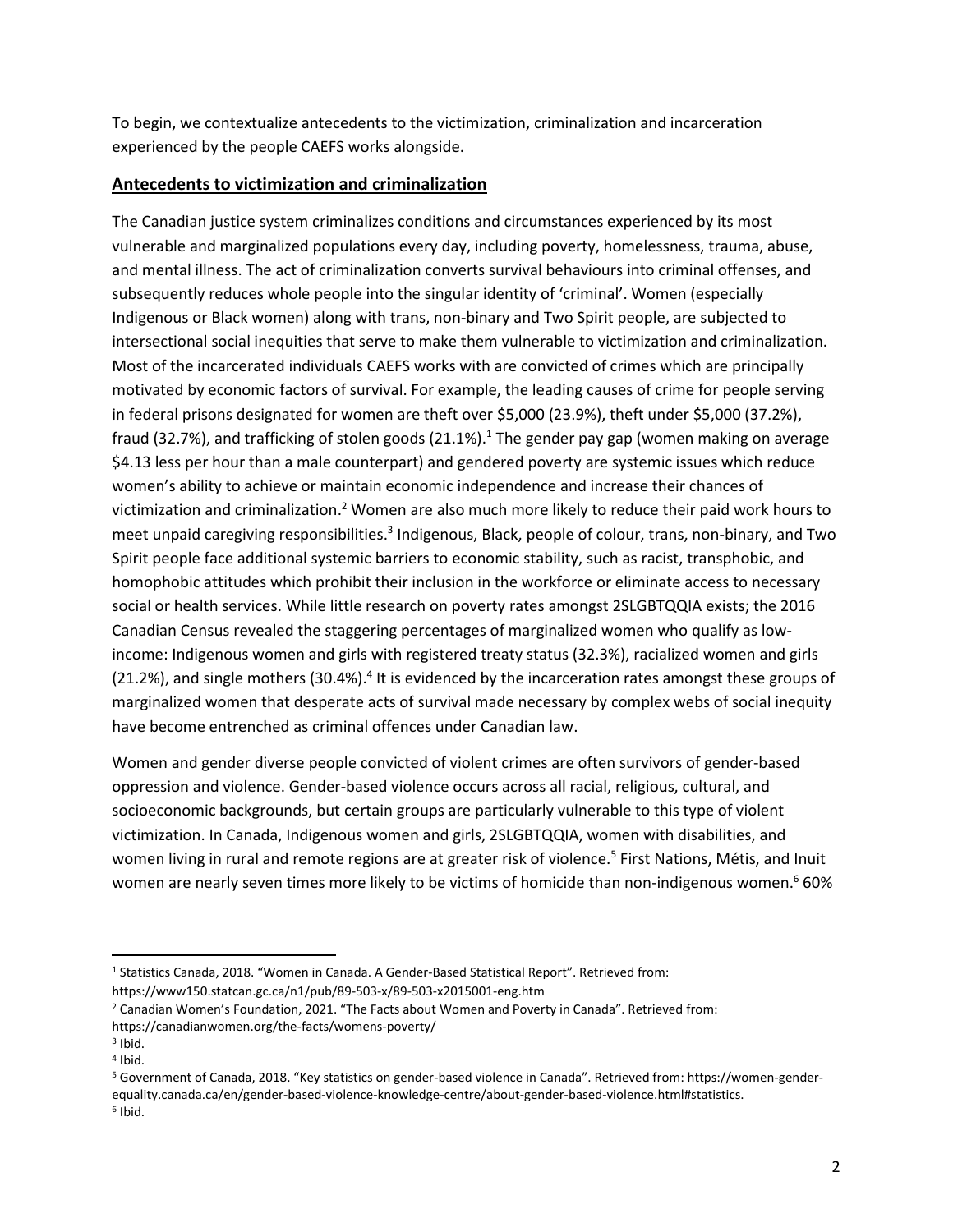To begin, we contextualize antecedents to the victimization, criminalization and incarceration experienced by the people CAEFS works alongside.

## Antecedents to victimization and criminalization

The Canadian justice system criminalizes conditions and circumstances experienced by its most vulnerable and marginalized populations every day, including poverty, homelessness, trauma, abuse, and mental illness. The act of criminalization converts survival behaviours into criminal offenses, and subsequently reduces whole people into the singular identity of 'criminal'. Women (especially Indigenous or Black women) along with trans, non-binary and Two Spirit people, are subjected to intersectional social inequities that serve to make them vulnerable to victimization and criminalization. Most of the incarcerated individuals CAEFS works with are convicted of crimes which are principally motivated by economic factors of survival. For example, the leading causes of crime for people serving in federal prisons designated for women are theft over \$5,000 (23.9%), theft under \$5,000 (37.2%), fraud (32.7%), and trafficking of stolen goods (21.1%).[1] The gender pay gap (women making on average \$4.13 less per hour than a male counterpart) and gendered poverty are systemic issues which reduce women's ability to achieve or maintain economic independence and increase their chances of victimization and criminalization.[2] Women are also much more likely to reduce their paid work hours to meet unpaid caregiving responsibilities.[3] Indigenous, Black, people of colour, trans, non-binary, and Two Spirit people face additional systemic barriers to economic stability, such as racist, transphobic, and homophobic attitudes which prohibit their inclusion in the workforce or eliminate access to necessary social or health services. While little research on poverty rates amongst 2SLGBTQQIA exists; the 2016 Canadian Census revealed the staggering percentages of marginalized women who qualify as low-income: Indigenous women and girls with registered treaty status (32.3%), racialized women and girls (21.2%), and single mothers (30.4%).[4] It is evidenced by the incarceration rates amongst these groups of marginalized women that desperate acts of survival made necessary by complex webs of social inequity have become entrenched as criminal offences under Canadian law.

Women and gender diverse people convicted of violent crimes are often survivors of gender-based oppression and violence. Gender-based violence occurs across all racial, religious, cultural, and socioeconomic backgrounds, but certain groups are particularly vulnerable to this type of violent victimization. In Canada, Indigenous women and girls, 2SLGBTQQIA, women with disabilities, and women living in rural and remote regions are at greater risk of violence.[5] First Nations, Métis, and Inuit women are nearly seven times more likely to be victims of homicide than non-indigenous women.[6] 60%

---

[1] Statistics Canada, 2018. "Women in Canada. A Gender-Based Statistical Report". Retrieved from: https://www150.statcan.gc.ca/n1/pub/89-503-x/89-503-x2015001-eng.htm

[2] Canadian Women's Foundation, 2021. "The Facts about Women and Poverty in Canada". Retrieved from: https://canadianwomen.org/the-facts/womens-poverty/

[3] Ibid.

[4] Ibid.

[5] Government of Canada, 2018. "Key statistics on gender-based violence in Canada". Retrieved from: https://women-gender-equality.canada.ca/en/gender-based-violence-knowledge-centre/about-gender-based-violence.html#statistics.

[6] Ibid.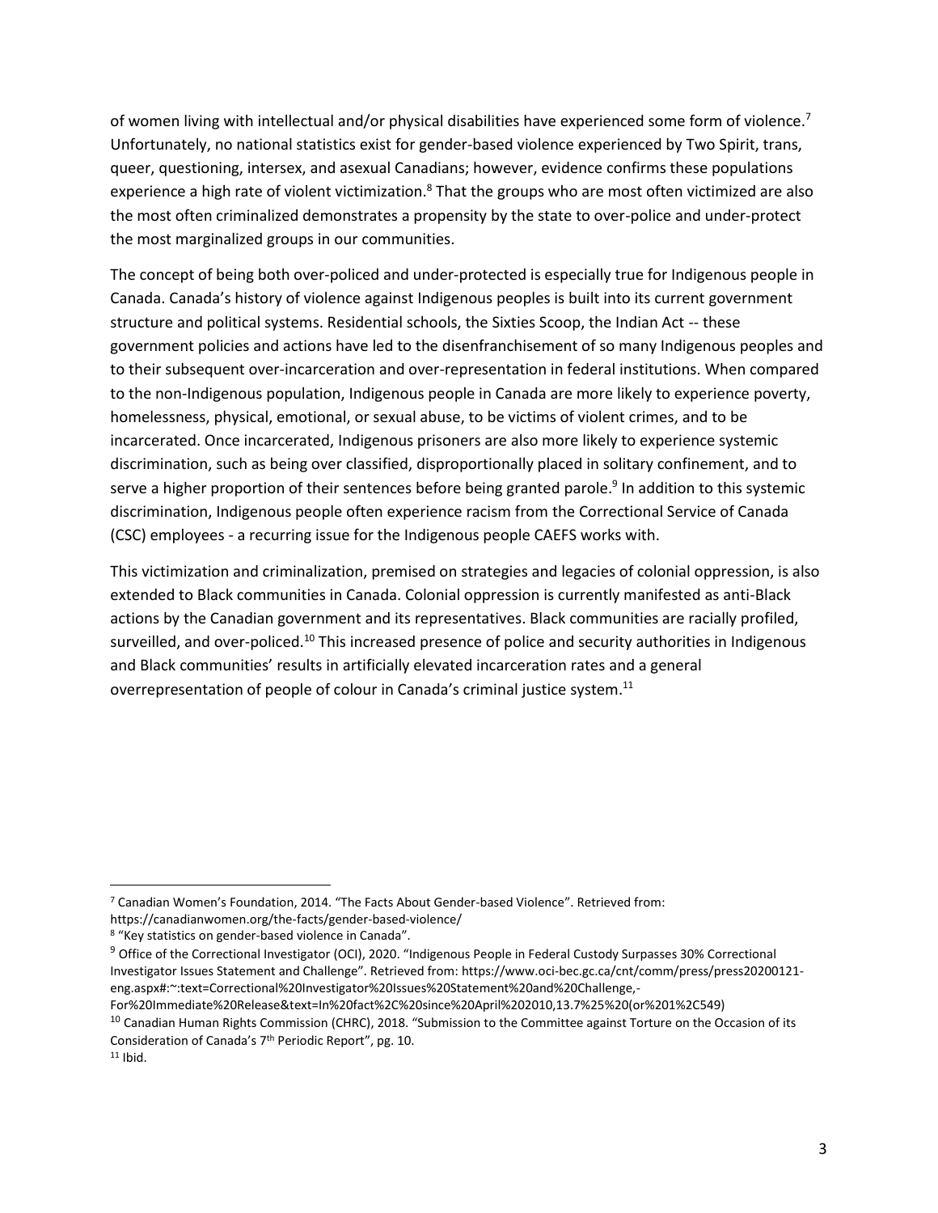of women living with intellectual and/or physical disabilities have experienced some form of violence.[7] Unfortunately, no national statistics exist for gender-based violence experienced by Two Spirit, trans, queer, questioning, intersex, and asexual Canadians; however, evidence confirms these populations experience a high rate of violent victimization.[8] That the groups who are most often victimized are also the most often criminalized demonstrates a propensity by the state to over-police and under-protect the most marginalized groups in our communities.

The concept of being both over-policed and under-protected is especially true for Indigenous people in Canada. Canada's history of violence against Indigenous peoples is built into its current government structure and political systems. Residential schools, the Sixties Scoop, the Indian Act -- these government policies and actions have led to the disenfranchisement of so many Indigenous peoples and to their subsequent over-incarceration and over-representation in federal institutions. When compared to the non-Indigenous population, Indigenous people in Canada are more likely to experience poverty, homelessness, physical, emotional, or sexual abuse, to be victims of violent crimes, and to be incarcerated. Once incarcerated, Indigenous prisoners are also more likely to experience systemic discrimination, such as being over classified, disproportionally placed in solitary confinement, and to serve a higher proportion of their sentences before being granted parole.[9] In addition to this systemic discrimination, Indigenous people often experience racism from the Correctional Service of Canada (CSC) employees - a recurring issue for the Indigenous people CAEFS works with.

This victimization and criminalization, premised on strategies and legacies of colonial oppression, is also extended to Black communities in Canada. Colonial oppression is currently manifested as anti-Black actions by the Canadian government and its representatives. Black communities are racially profiled, surveilled, and over-policed.[10] This increased presence of police and security authorities in Indigenous and Black communities' results in artificially elevated incarceration rates and a general overrepresentation of people of colour in Canada's criminal justice system.[11]

---

[7] Canadian Women's Foundation, 2014. "The Facts About Gender-based Violence". Retrieved from: https://canadianwomen.org/the-facts/gender-based-violence/

[8] "Key statistics on gender-based violence in Canada".

[9] Office of the Correctional Investigator (OCI), 2020. "Indigenous People in Federal Custody Surpasses 30% Correctional Investigator Issues Statement and Challenge". Retrieved from: https://www.oci-bec.gc.ca/cnt/comm/press/press20200121-eng.aspx#:~:text=Correctional%20Investigator%20Issues%20Statement%20and%20Challenge,-For%20Immediate%20Release&text=In%20fact%2C%20since%20April%202010,13.7%25%20(or%201%2C549)

[10] Canadian Human Rights Commission (CHRC), 2018. "Submission to the Committee against Torture on the Occasion of its Consideration of Canada's 7th Periodic Report", pg. 10.

[11] Ibid.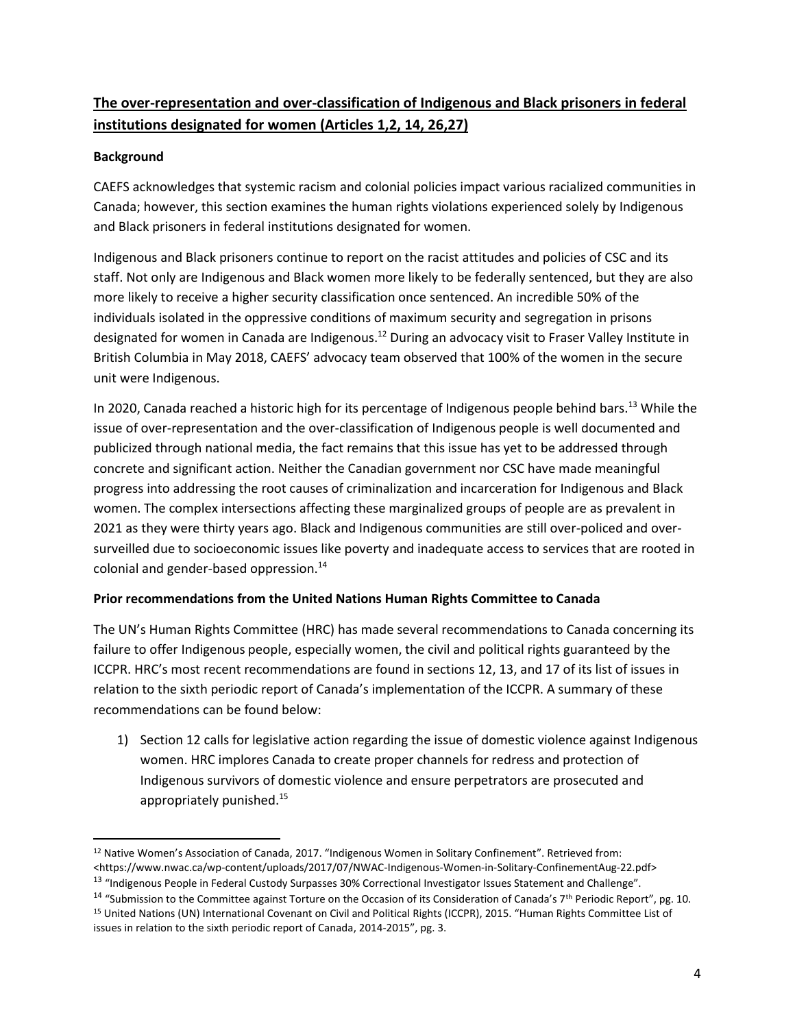## The over-representation and over-classification of Indigenous and Black prisoners in federal institutions designated for women (Articles 1,2, 14, 26,27)

### Background

CAEFS acknowledges that systemic racism and colonial policies impact various racialized communities in Canada; however, this section examines the human rights violations experienced solely by Indigenous and Black prisoners in federal institutions designated for women.

Indigenous and Black prisoners continue to report on the racist attitudes and policies of CSC and its staff. Not only are Indigenous and Black women more likely to be federally sentenced, but they are also more likely to receive a higher security classification once sentenced. An incredible 50% of the individuals isolated in the oppressive conditions of maximum security and segregation in prisons designated for women in Canada are Indigenous.[12] During an advocacy visit to Fraser Valley Institute in British Columbia in May 2018, CAEFS' advocacy team observed that 100% of the women in the secure unit were Indigenous.

In 2020, Canada reached a historic high for its percentage of Indigenous people behind bars.[13] While the issue of over-representation and the over-classification of Indigenous people is well documented and publicized through national media, the fact remains that this issue has yet to be addressed through concrete and significant action. Neither the Canadian government nor CSC have made meaningful progress into addressing the root causes of criminalization and incarceration for Indigenous and Black women. The complex intersections affecting these marginalized groups of people are as prevalent in 2021 as they were thirty years ago. Black and Indigenous communities are still over-policed and over-surveilled due to socioeconomic issues like poverty and inadequate access to services that are rooted in colonial and gender-based oppression.[14]

### Prior recommendations from the United Nations Human Rights Committee to Canada

The UN's Human Rights Committee (HRC) has made several recommendations to Canada concerning its failure to offer Indigenous people, especially women, the civil and political rights guaranteed by the ICCPR. HRC's most recent recommendations are found in sections 12, 13, and 17 of its list of issues in relation to the sixth periodic report of Canada's implementation of the ICCPR. A summary of these recommendations can be found below:

1) Section 12 calls for legislative action regarding the issue of domestic violence against Indigenous women. HRC implores Canada to create proper channels for redress and protection of Indigenous survivors of domestic violence and ensure perpetrators are prosecuted and appropriately punished.[15]

---

[12] Native Women's Association of Canada, 2017. "Indigenous Women in Solitary Confinement". Retrieved from: <https://www.nwac.ca/wp-content/uploads/2017/07/NWAC-Indigenous-Women-in-Solitary-ConfinementAug-22.pdf>

[13] "Indigenous People in Federal Custody Surpasses 30% Correctional Investigator Issues Statement and Challenge".

[14] "Submission to the Committee against Torture on the Occasion of its Consideration of Canada's 7th Periodic Report", pg. 10.

[15] United Nations (UN) International Covenant on Civil and Political Rights (ICCPR), 2015. "Human Rights Committee List of issues in relation to the sixth periodic report of Canada, 2014-2015", pg. 3.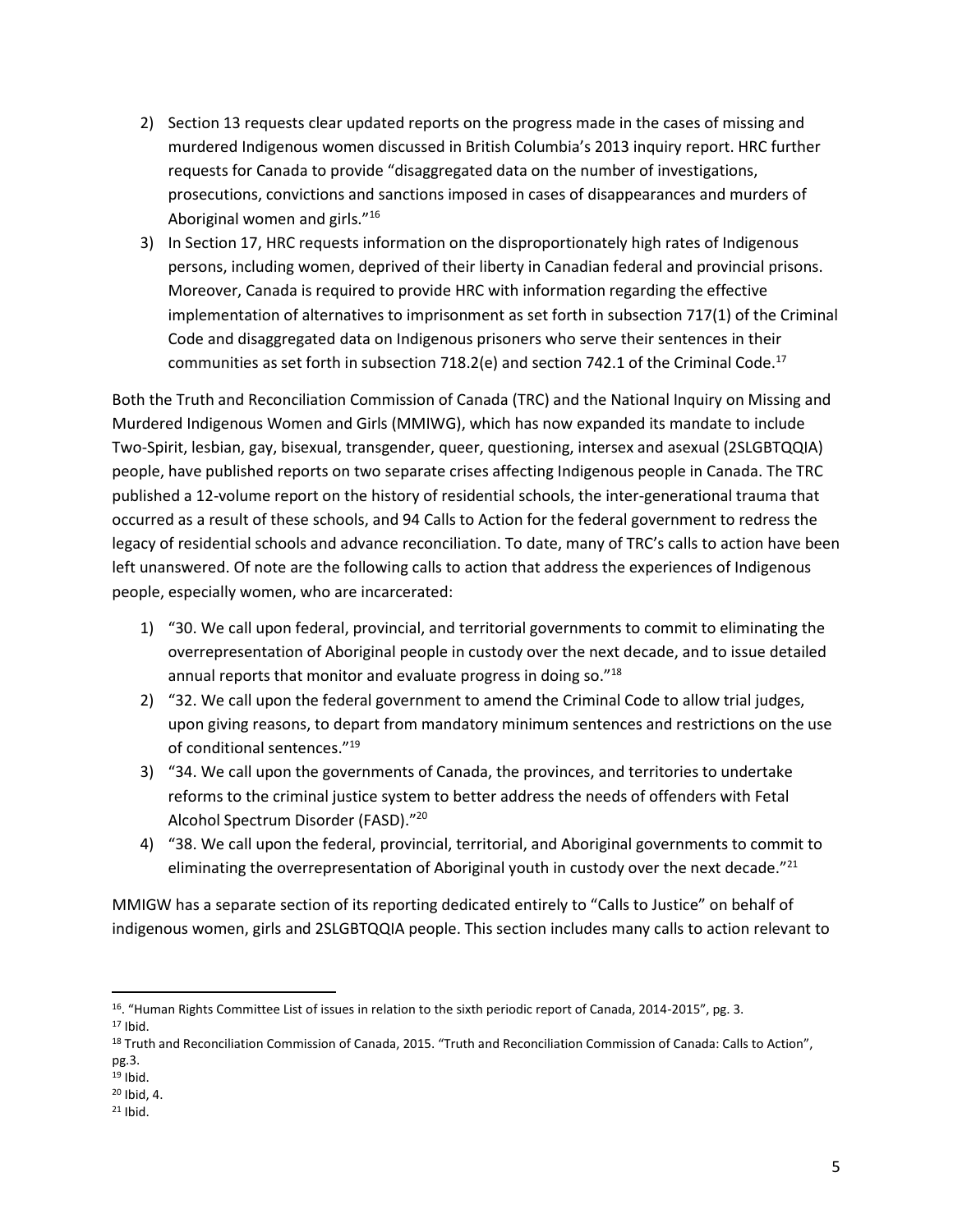2) Section 13 requests clear updated reports on the progress made in the cases of missing and murdered Indigenous women discussed in British Columbia's 2013 inquiry report. HRC further requests for Canada to provide "disaggregated data on the number of investigations, prosecutions, convictions and sanctions imposed in cases of disappearances and murders of Aboriginal women and girls."[16]
3) In Section 17, HRC requests information on the disproportionately high rates of Indigenous persons, including women, deprived of their liberty in Canadian federal and provincial prisons. Moreover, Canada is required to provide HRC with information regarding the effective implementation of alternatives to imprisonment as set forth in subsection 717(1) of the Criminal Code and disaggregated data on Indigenous prisoners who serve their sentences in their communities as set forth in subsection 718.2(e) and section 742.1 of the Criminal Code.[17]

Both the Truth and Reconciliation Commission of Canada (TRC) and the National Inquiry on Missing and Murdered Indigenous Women and Girls (MMIWG), which has now expanded its mandate to include Two-Spirit, lesbian, gay, bisexual, transgender, queer, questioning, intersex and asexual (2SLGBTQQIA) people, have published reports on two separate crises affecting Indigenous people in Canada. The TRC published a 12-volume report on the history of residential schools, the inter-generational trauma that occurred as a result of these schools, and 94 Calls to Action for the federal government to redress the legacy of residential schools and advance reconciliation. To date, many of TRC's calls to action have been left unanswered. Of note are the following calls to action that address the experiences of Indigenous people, especially women, who are incarcerated:

1) "30. We call upon federal, provincial, and territorial governments to commit to eliminating the overrepresentation of Aboriginal people in custody over the next decade, and to issue detailed annual reports that monitor and evaluate progress in doing so."[18]
2) "32. We call upon the federal government to amend the Criminal Code to allow trial judges, upon giving reasons, to depart from mandatory minimum sentences and restrictions on the use of conditional sentences."[19]
3) "34. We call upon the governments of Canada, the provinces, and territories to undertake reforms to the criminal justice system to better address the needs of offenders with Fetal Alcohol Spectrum Disorder (FASD)."[20]
4) "38. We call upon the federal, provincial, territorial, and Aboriginal governments to commit to eliminating the overrepresentation of Aboriginal youth in custody over the next decade."[21]

MMIGW has a separate section of its reporting dedicated entirely to "Calls to Justice" on behalf of indigenous women, girls and 2SLGBTQQIA people. This section includes many calls to action relevant to

---

[16]. "Human Rights Committee List of issues in relation to the sixth periodic report of Canada, 2014-2015", pg. 3.

[17] Ibid.

[18] Truth and Reconciliation Commission of Canada, 2015. "Truth and Reconciliation Commission of Canada: Calls to Action", pg.3.

[19] Ibid.

[20] Ibid, 4.

[21] Ibid.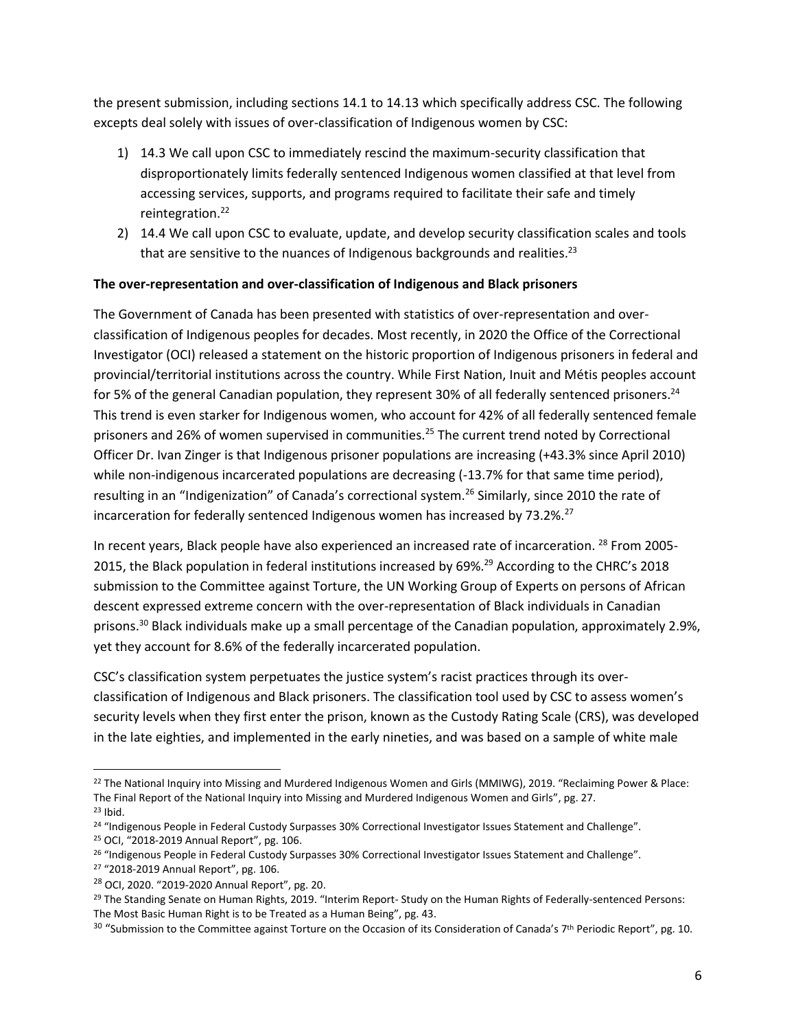the present submission, including sections 14.1 to 14.13 which specifically address CSC. The following excepts deal solely with issues of over-classification of Indigenous women by CSC:

1) 14.3 We call upon CSC to immediately rescind the maximum-security classification that disproportionately limits federally sentenced Indigenous women classified at that level from accessing services, supports, and programs required to facilitate their safe and timely reintegration.[22]
2) 14.4 We call upon CSC to evaluate, update, and develop security classification scales and tools that are sensitive to the nuances of Indigenous backgrounds and realities.[23]

**The over-representation and over-classification of Indigenous and Black prisoners**

The Government of Canada has been presented with statistics of over-representation and over-classification of Indigenous peoples for decades. Most recently, in 2020 the Office of the Correctional Investigator (OCI) released a statement on the historic proportion of Indigenous prisoners in federal and provincial/territorial institutions across the country. While First Nation, Inuit and Métis peoples account for 5% of the general Canadian population, they represent 30% of all federally sentenced prisoners.[24] This trend is even starker for Indigenous women, who account for 42% of all federally sentenced female prisoners and 26% of women supervised in communities.[25] The current trend noted by Correctional Officer Dr. Ivan Zinger is that Indigenous prisoner populations are increasing (+43.3% since April 2010) while non-indigenous incarcerated populations are decreasing (-13.7% for that same time period), resulting in an "Indigenization" of Canada's correctional system.[26] Similarly, since 2010 the rate of incarceration for federally sentenced Indigenous women has increased by 73.2%.[27]

In recent years, Black people have also experienced an increased rate of incarceration. [28] From 2005-2015, the Black population in federal institutions increased by 69%.[29] According to the CHRC's 2018 submission to the Committee against Torture, the UN Working Group of Experts on persons of African descent expressed extreme concern with the over-representation of Black individuals in Canadian prisons.[30] Black individuals make up a small percentage of the Canadian population, approximately 2.9%, yet they account for 8.6% of the federally incarcerated population.

CSC's classification system perpetuates the justice system's racist practices through its over-classification of Indigenous and Black prisoners. The classification tool used by CSC to assess women's security levels when they first enter the prison, known as the Custody Rating Scale (CRS), was developed in the late eighties, and implemented in the early nineties, and was based on a sample of white male

---

[22] The National Inquiry into Missing and Murdered Indigenous Women and Girls (MMIWG), 2019. "Reclaiming Power & Place: The Final Report of the National Inquiry into Missing and Murdered Indigenous Women and Girls", pg. 27.

[23] Ibid.

[24] "Indigenous People in Federal Custody Surpasses 30% Correctional Investigator Issues Statement and Challenge".

[25] OCI, "2018-2019 Annual Report", pg. 106.

[26] "Indigenous People in Federal Custody Surpasses 30% Correctional Investigator Issues Statement and Challenge".

[27] "2018-2019 Annual Report", pg. 106.

[28] OCI, 2020. "2019-2020 Annual Report", pg. 20.

[29] The Standing Senate on Human Rights, 2019. "Interim Report- Study on the Human Rights of Federally-sentenced Persons: The Most Basic Human Right is to be Treated as a Human Being", pg. 43.

[30] "Submission to the Committee against Torture on the Occasion of its Consideration of Canada's 7th Periodic Report", pg. 10.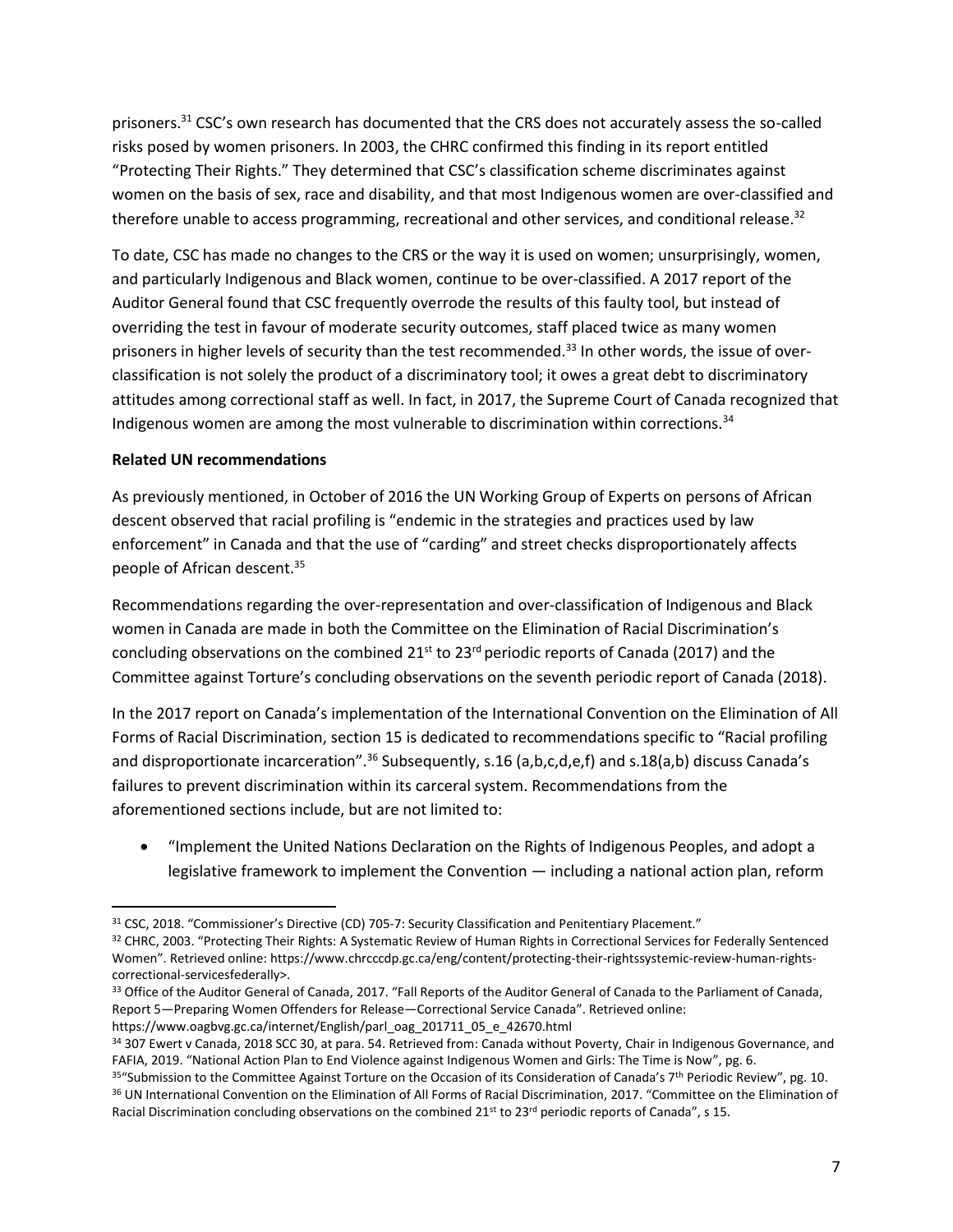prisoners.[31] CSC's own research has documented that the CRS does not accurately assess the so-called risks posed by women prisoners. In 2003, the CHRC confirmed this finding in its report entitled "Protecting Their Rights." They determined that CSC's classification scheme discriminates against women on the basis of sex, race and disability, and that most Indigenous women are over-classified and therefore unable to access programming, recreational and other services, and conditional release.[32]

To date, CSC has made no changes to the CRS or the way it is used on women; unsurprisingly, women, and particularly Indigenous and Black women, continue to be over-classified. A 2017 report of the Auditor General found that CSC frequently overrode the results of this faulty tool, but instead of overriding the test in favour of moderate security outcomes, staff placed twice as many women prisoners in higher levels of security than the test recommended.[33] In other words, the issue of over-classification is not solely the product of a discriminatory tool; it owes a great debt to discriminatory attitudes among correctional staff as well. In fact, in 2017, the Supreme Court of Canada recognized that Indigenous women are among the most vulnerable to discrimination within corrections.[34]

**Related UN recommendations**

As previously mentioned, in October of 2016 the UN Working Group of Experts on persons of African descent observed that racial profiling is "endemic in the strategies and practices used by law enforcement" in Canada and that the use of "carding" and street checks disproportionately affects people of African descent.[35]

Recommendations regarding the over-representation and over-classification of Indigenous and Black women in Canada are made in both the Committee on the Elimination of Racial Discrimination's concluding observations on the combined 21st to 23rd periodic reports of Canada (2017) and the Committee against Torture's concluding observations on the seventh periodic report of Canada (2018).

In the 2017 report on Canada's implementation of the International Convention on the Elimination of All Forms of Racial Discrimination, section 15 is dedicated to recommendations specific to "Racial profiling and disproportionate incarceration".[36] Subsequently, s.16 (a,b,c,d,e,f) and s.18(a,b) discuss Canada's failures to prevent discrimination within its carceral system. Recommendations from the aforementioned sections include, but are not limited to:

- "Implement the United Nations Declaration on the Rights of Indigenous Peoples, and adopt a legislative framework to implement the Convention — including a national action plan, reform

---

[31] CSC, 2018. "Commissioner's Directive (CD) 705-7: Security Classification and Penitentiary Placement."

[32] CHRC, 2003. "Protecting Their Rights: A Systematic Review of Human Rights in Correctional Services for Federally Sentenced Women". Retrieved online: https://www.chrcccdp.gc.ca/eng/content/protecting-their-rightssystemic-review-human-rights-correctional-servicesfederally>.

[33] Office of the Auditor General of Canada, 2017. "Fall Reports of the Auditor General of Canada to the Parliament of Canada, Report 5—Preparing Women Offenders for Release—Correctional Service Canada". Retrieved online: https://www.oagbvg.gc.ca/internet/English/parl_oag_201711_05_e_42670.html

[34] 307 Ewert v Canada, 2018 SCC 30, at para. 54. Retrieved from: Canada without Poverty, Chair in Indigenous Governance, and FAFIA, 2019. "National Action Plan to End Violence against Indigenous Women and Girls: The Time is Now", pg. 6.

[35] "Submission to the Committee Against Torture on the Occasion of its Consideration of Canada's 7th Periodic Review", pg. 10.

[36] UN International Convention on the Elimination of All Forms of Racial Discrimination, 2017. "Committee on the Elimination of Racial Discrimination concluding observations on the combined 21st to 23rd periodic reports of Canada", s 15.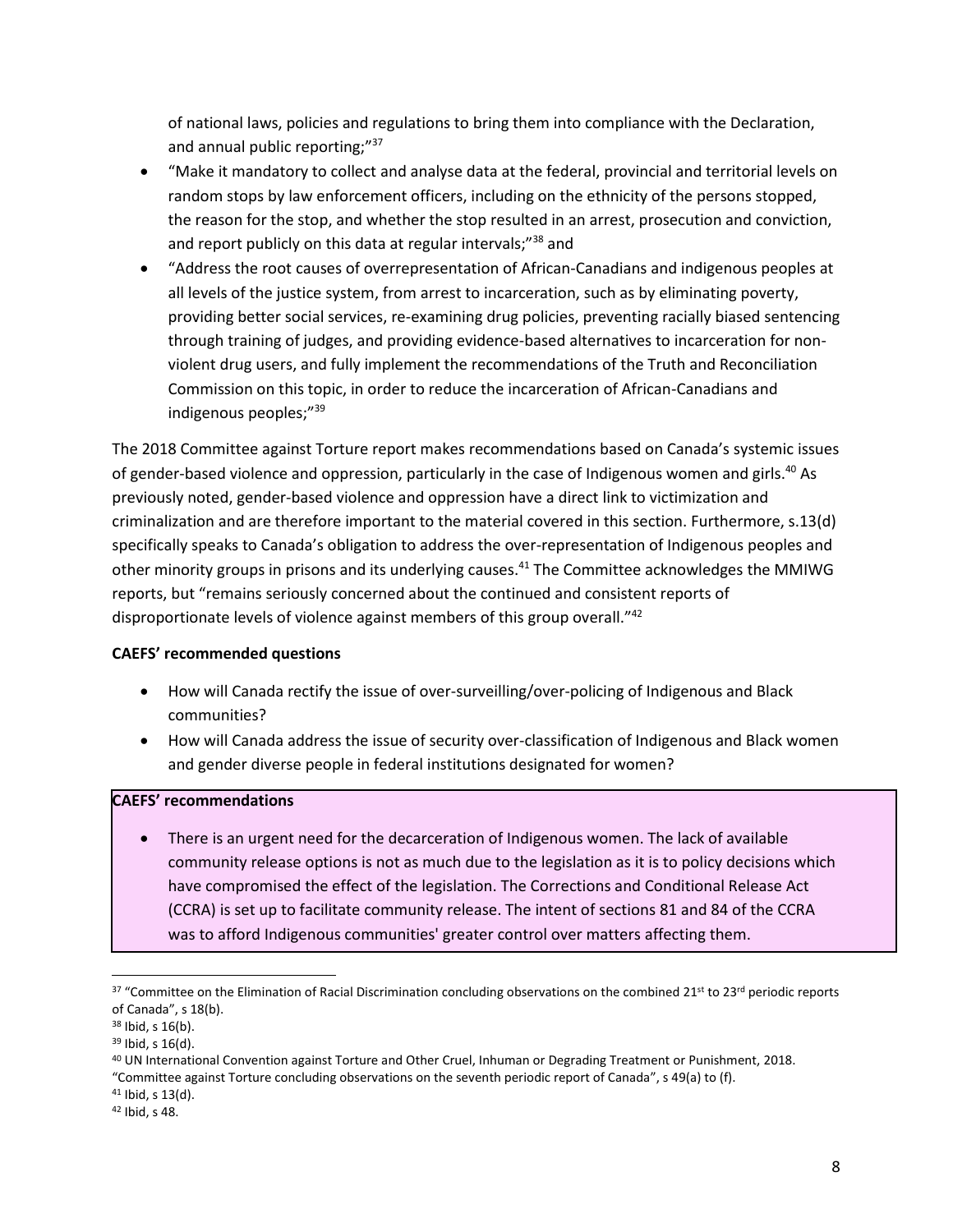of national laws, policies and regulations to bring them into compliance with the Declaration, and annual public reporting;"[37]

- "Make it mandatory to collect and analyse data at the federal, provincial and territorial levels on random stops by law enforcement officers, including on the ethnicity of the persons stopped, the reason for the stop, and whether the stop resulted in an arrest, prosecution and conviction, and report publicly on this data at regular intervals;"[38] and
- "Address the root causes of overrepresentation of African-Canadians and indigenous peoples at all levels of the justice system, from arrest to incarceration, such as by eliminating poverty, providing better social services, re-examining drug policies, preventing racially biased sentencing through training of judges, and providing evidence-based alternatives to incarceration for non-violent drug users, and fully implement the recommendations of the Truth and Reconciliation Commission on this topic, in order to reduce the incarceration of African-Canadians and indigenous peoples;"[39]

The 2018 Committee against Torture report makes recommendations based on Canada's systemic issues of gender-based violence and oppression, particularly in the case of Indigenous women and girls.[40] As previously noted, gender-based violence and oppression have a direct link to victimization and criminalization and are therefore important to the material covered in this section. Furthermore, s.13(d) specifically speaks to Canada's obligation to address the over-representation of Indigenous peoples and other minority groups in prisons and its underlying causes.[41] The Committee acknowledges the MMIWG reports, but "remains seriously concerned about the continued and consistent reports of disproportionate levels of violence against members of this group overall."[42]

**CAEFS' recommended questions**

- How will Canada rectify the issue of over-surveilling/over-policing of Indigenous and Black communities?
- How will Canada address the issue of security over-classification of Indigenous and Black women and gender diverse people in federal institutions designated for women?

**CAEFS' recommendations**

- There is an urgent need for the decarceration of Indigenous women. The lack of available community release options is not as much due to the legislation as it is to policy decisions which have compromised the effect of the legislation. The Corrections and Conditional Release Act (CCRA) is set up to facilitate community release. The intent of sections 81 and 84 of the CCRA was to afford Indigenous communities' greater control over matters affecting them.

---

[37] "Committee on the Elimination of Racial Discrimination concluding observations on the combined 21st to 23rd periodic reports of Canada", s 18(b).

[38] Ibid, s 16(b).

[39] Ibid, s 16(d).

[40] UN International Convention against Torture and Other Cruel, Inhuman or Degrading Treatment or Punishment, 2018. "Committee against Torture concluding observations on the seventh periodic report of Canada", s 49(a) to (f).

[41] Ibid, s 13(d).

[42] Ibid, s 48.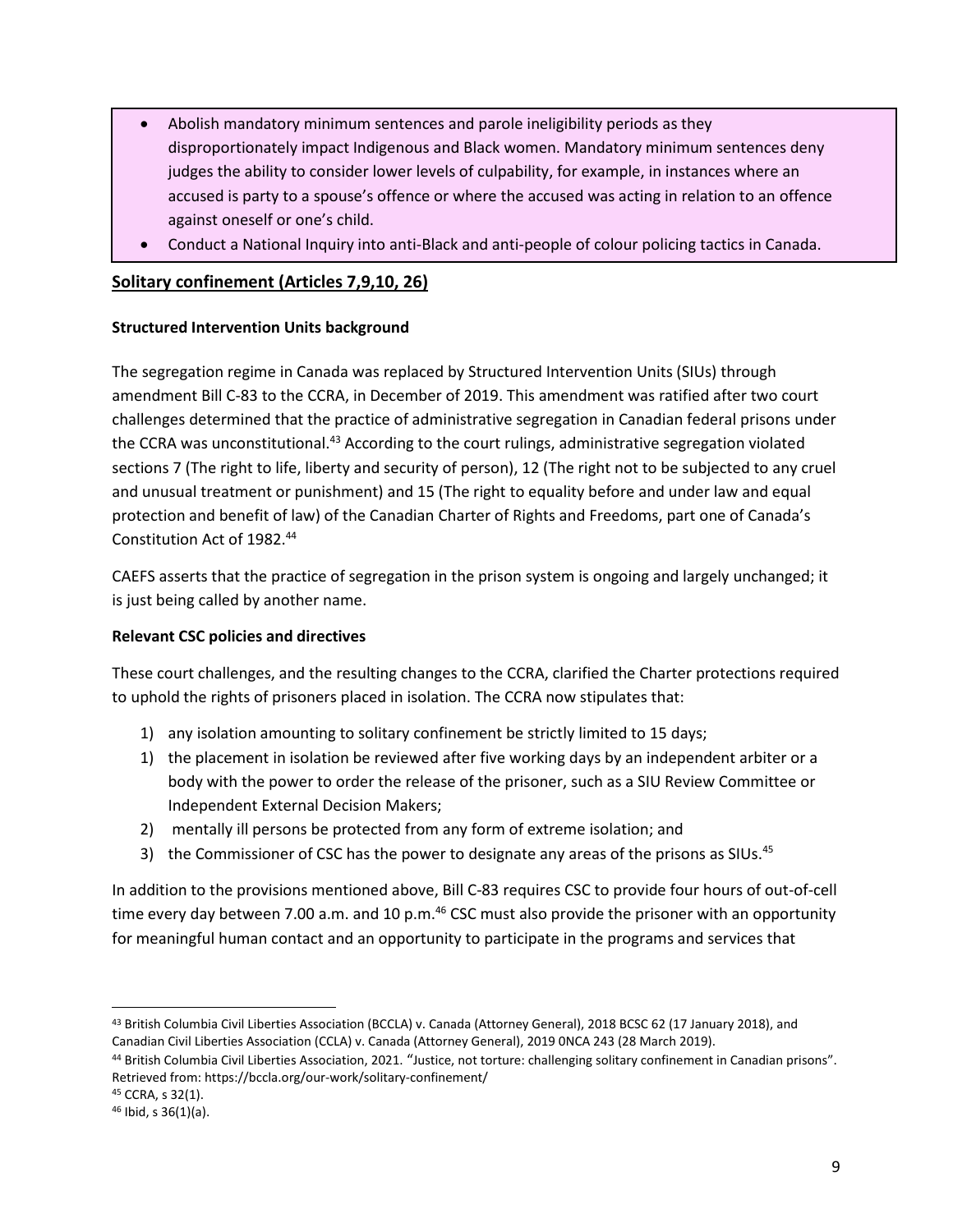- Abolish mandatory minimum sentences and parole ineligibility periods as they disproportionately impact Indigenous and Black women. Mandatory minimum sentences deny judges the ability to consider lower levels of culpability, for example, in instances where an accused is party to a spouse's offence or where the accused was acting in relation to an offence against oneself or one's child.
- Conduct a National Inquiry into anti-Black and anti-people of colour policing tactics in Canada.

## Solitary confinement (Articles 7,9,10, 26)

### Structured Intervention Units background

The segregation regime in Canada was replaced by Structured Intervention Units (SIUs) through amendment Bill C-83 to the CCRA, in December of 2019. This amendment was ratified after two court challenges determined that the practice of administrative segregation in Canadian federal prisons under the CCRA was unconstitutional.[43] According to the court rulings, administrative segregation violated sections 7 (The right to life, liberty and security of person), 12 (The right not to be subjected to any cruel and unusual treatment or punishment) and 15 (The right to equality before and under law and equal protection and benefit of law) of the Canadian Charter of Rights and Freedoms, part one of Canada's Constitution Act of 1982.[44]

CAEFS asserts that the practice of segregation in the prison system is ongoing and largely unchanged; it is just being called by another name.

### Relevant CSC policies and directives

These court challenges, and the resulting changes to the CCRA, clarified the Charter protections required to uphold the rights of prisoners placed in isolation. The CCRA now stipulates that:

1) any isolation amounting to solitary confinement be strictly limited to 15 days;
1) the placement in isolation be reviewed after five working days by an independent arbiter or a body with the power to order the release of the prisoner, such as a SIU Review Committee or Independent External Decision Makers;
2) mentally ill persons be protected from any form of extreme isolation; and
3) the Commissioner of CSC has the power to designate any areas of the prisons as SIUs.[45]

In addition to the provisions mentioned above, Bill C-83 requires CSC to provide four hours of out-of-cell time every day between 7.00 a.m. and 10 p.m.[46] CSC must also provide the prisoner with an opportunity for meaningful human contact and an opportunity to participate in the programs and services that

---

[43] British Columbia Civil Liberties Association (BCCLA) v. Canada (Attorney General), 2018 BCSC 62 (17 January 2018), and Canadian Civil Liberties Association (CCLA) v. Canada (Attorney General), 2019 0NCA 243 (28 March 2019).

[44] British Columbia Civil Liberties Association, 2021. "Justice, not torture: challenging solitary confinement in Canadian prisons". Retrieved from: https://bccla.org/our-work/solitary-confinement/

[45] CCRA, s 32(1).

[46] Ibid, s 36(1)(a).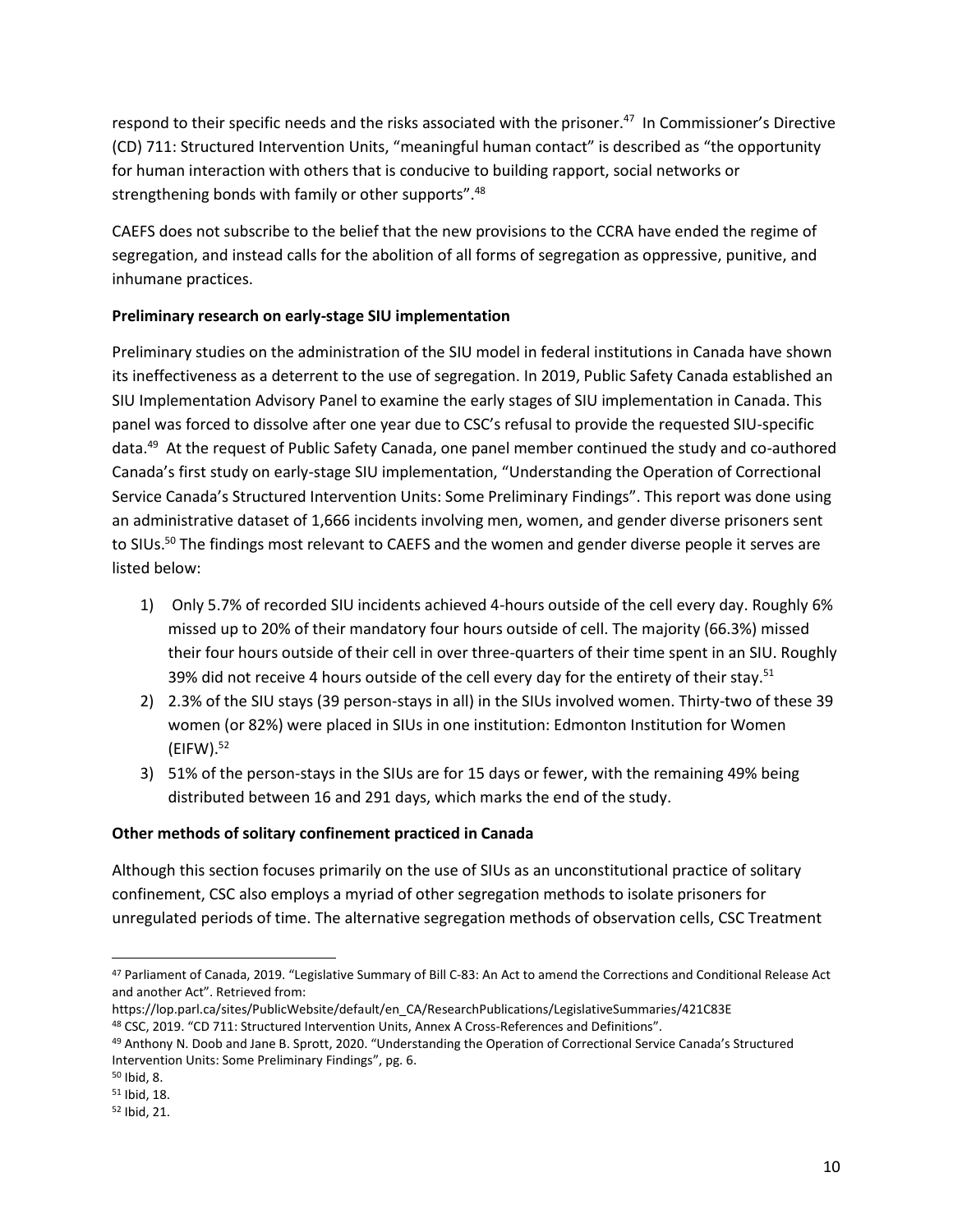respond to their specific needs and the risks associated with the prisoner.[47] In Commissioner's Directive (CD) 711: Structured Intervention Units, "meaningful human contact" is described as "the opportunity for human interaction with others that is conducive to building rapport, social networks or strengthening bonds with family or other supports".[48]

CAEFS does not subscribe to the belief that the new provisions to the CCRA have ended the regime of segregation, and instead calls for the abolition of all forms of segregation as oppressive, punitive, and inhumane practices.

**Preliminary research on early-stage SIU implementation**

Preliminary studies on the administration of the SIU model in federal institutions in Canada have shown its ineffectiveness as a deterrent to the use of segregation. In 2019, Public Safety Canada established an SIU Implementation Advisory Panel to examine the early stages of SIU implementation in Canada. This panel was forced to dissolve after one year due to CSC's refusal to provide the requested SIU-specific data.[49] At the request of Public Safety Canada, one panel member continued the study and co-authored Canada's first study on early-stage SIU implementation, "Understanding the Operation of Correctional Service Canada's Structured Intervention Units: Some Preliminary Findings". This report was done using an administrative dataset of 1,666 incidents involving men, women, and gender diverse prisoners sent to SIUs.[50] The findings most relevant to CAEFS and the women and gender diverse people it serves are listed below:

1) Only 5.7% of recorded SIU incidents achieved 4-hours outside of the cell every day. Roughly 6% missed up to 20% of their mandatory four hours outside of cell. The majority (66.3%) missed their four hours outside of their cell in over three-quarters of their time spent in an SIU. Roughly 39% did not receive 4 hours outside of the cell every day for the entirety of their stay.[51]
2) 2.3% of the SIU stays (39 person-stays in all) in the SIUs involved women. Thirty-two of these 39 women (or 82%) were placed in SIUs in one institution: Edmonton Institution for Women (EIFW).[52]
3) 51% of the person-stays in the SIUs are for 15 days or fewer, with the remaining 49% being distributed between 16 and 291 days, which marks the end of the study.

**Other methods of solitary confinement practiced in Canada**

Although this section focuses primarily on the use of SIUs as an unconstitutional practice of solitary confinement, CSC also employs a myriad of other segregation methods to isolate prisoners for unregulated periods of time. The alternative segregation methods of observation cells, CSC Treatment

---

[47] Parliament of Canada, 2019. "Legislative Summary of Bill C-83: An Act to amend the Corrections and Conditional Release Act and another Act". Retrieved from: https://lop.parl.ca/sites/PublicWebsite/default/en_CA/ResearchPublications/LegislativeSummaries/421C83E

[48] CSC, 2019. "CD 711: Structured Intervention Units, Annex A Cross-References and Definitions".

[49] Anthony N. Doob and Jane B. Sprott, 2020. "Understanding the Operation of Correctional Service Canada's Structured Intervention Units: Some Preliminary Findings", pg. 6.

[50] Ibid, 8.

[51] Ibid, 18.

[52] Ibid, 21.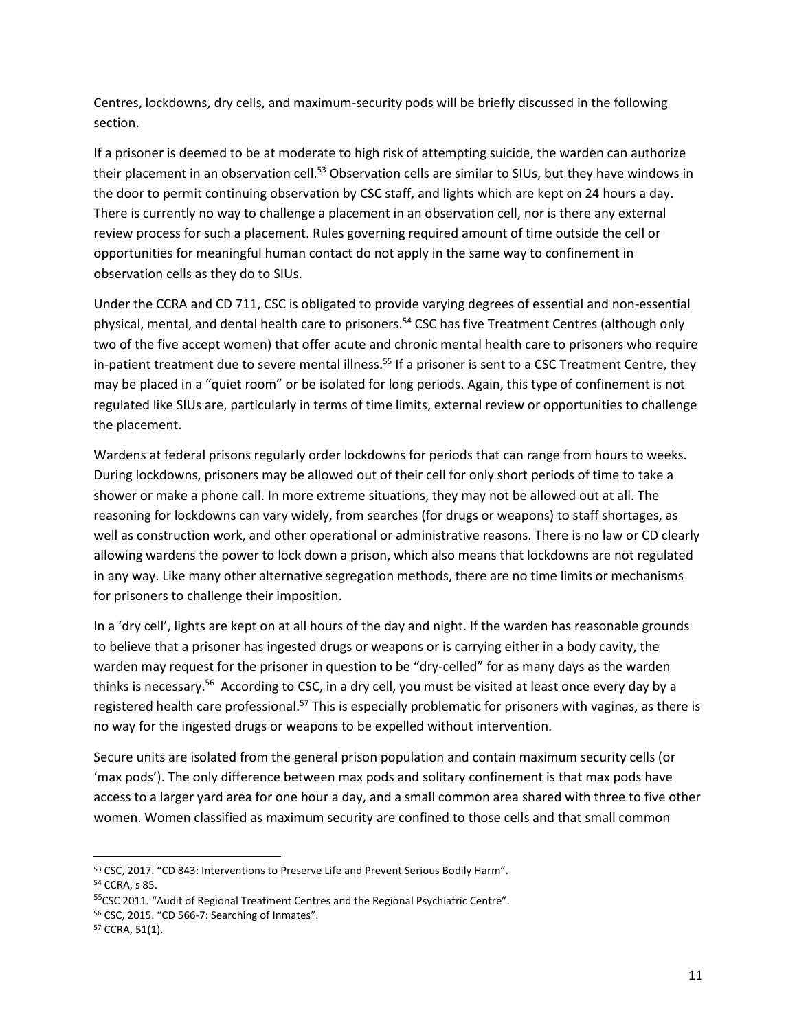Centres, lockdowns, dry cells, and maximum-security pods will be briefly discussed in the following section.

If a prisoner is deemed to be at moderate to high risk of attempting suicide, the warden can authorize their placement in an observation cell.[53] Observation cells are similar to SIUs, but they have windows in the door to permit continuing observation by CSC staff, and lights which are kept on 24 hours a day. There is currently no way to challenge a placement in an observation cell, nor is there any external review process for such a placement. Rules governing required amount of time outside the cell or opportunities for meaningful human contact do not apply in the same way to confinement in observation cells as they do to SIUs.

Under the CCRA and CD 711, CSC is obligated to provide varying degrees of essential and non-essential physical, mental, and dental health care to prisoners.[54] CSC has five Treatment Centres (although only two of the five accept women) that offer acute and chronic mental health care to prisoners who require in-patient treatment due to severe mental illness.[55] If a prisoner is sent to a CSC Treatment Centre, they may be placed in a "quiet room" or be isolated for long periods. Again, this type of confinement is not regulated like SIUs are, particularly in terms of time limits, external review or opportunities to challenge the placement.

Wardens at federal prisons regularly order lockdowns for periods that can range from hours to weeks. During lockdowns, prisoners may be allowed out of their cell for only short periods of time to take a shower or make a phone call. In more extreme situations, they may not be allowed out at all. The reasoning for lockdowns can vary widely, from searches (for drugs or weapons) to staff shortages, as well as construction work, and other operational or administrative reasons. There is no law or CD clearly allowing wardens the power to lock down a prison, which also means that lockdowns are not regulated in any way. Like many other alternative segregation methods, there are no time limits or mechanisms for prisoners to challenge their imposition.

In a 'dry cell', lights are kept on at all hours of the day and night. If the warden has reasonable grounds to believe that a prisoner has ingested drugs or weapons or is carrying either in a body cavity, the warden may request for the prisoner in question to be "dry-celled" for as many days as the warden thinks is necessary.[56] According to CSC, in a dry cell, you must be visited at least once every day by a registered health care professional.[57] This is especially problematic for prisoners with vaginas, as there is no way for the ingested drugs or weapons to be expelled without intervention.

Secure units are isolated from the general prison population and contain maximum security cells (or 'max pods'). The only difference between max pods and solitary confinement is that max pods have access to a larger yard area for one hour a day, and a small common area shared with three to five other women. Women classified as maximum security are confined to those cells and that small common

---

[53] CSC, 2017. "CD 843: Interventions to Preserve Life and Prevent Serious Bodily Harm".

[54] CCRA, s 85.

[55] CSC 2011. "Audit of Regional Treatment Centres and the Regional Psychiatric Centre".

[56] CSC, 2015. "CD 566-7: Searching of Inmates".

[57] CCRA, 51(1).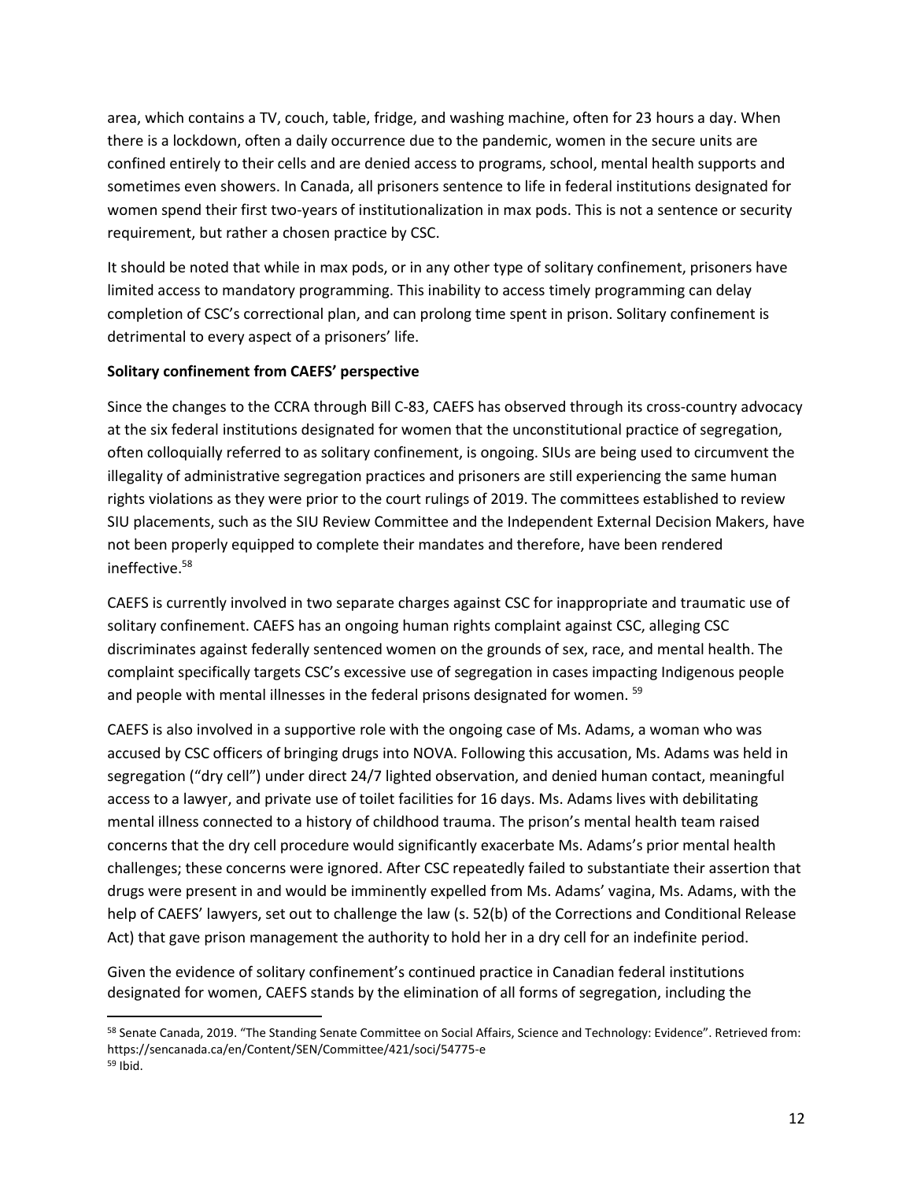area, which contains a TV, couch, table, fridge, and washing machine, often for 23 hours a day. When there is a lockdown, often a daily occurrence due to the pandemic, women in the secure units are confined entirely to their cells and are denied access to programs, school, mental health supports and sometimes even showers. In Canada, all prisoners sentence to life in federal institutions designated for women spend their first two-years of institutionalization in max pods. This is not a sentence or security requirement, but rather a chosen practice by CSC.

It should be noted that while in max pods, or in any other type of solitary confinement, prisoners have limited access to mandatory programming. This inability to access timely programming can delay completion of CSC's correctional plan, and can prolong time spent in prison. Solitary confinement is detrimental to every aspect of a prisoners' life.

**Solitary confinement from CAEFS' perspective**

Since the changes to the CCRA through Bill C-83, CAEFS has observed through its cross-country advocacy at the six federal institutions designated for women that the unconstitutional practice of segregation, often colloquially referred to as solitary confinement, is ongoing. SIUs are being used to circumvent the illegality of administrative segregation practices and prisoners are still experiencing the same human rights violations as they were prior to the court rulings of 2019. The committees established to review SIU placements, such as the SIU Review Committee and the Independent External Decision Makers, have not been properly equipped to complete their mandates and therefore, have been rendered ineffective.[58]

CAEFS is currently involved in two separate charges against CSC for inappropriate and traumatic use of solitary confinement. CAEFS has an ongoing human rights complaint against CSC, alleging CSC discriminates against federally sentenced women on the grounds of sex, race, and mental health. The complaint specifically targets CSC's excessive use of segregation in cases impacting Indigenous people and people with mental illnesses in the federal prisons designated for women.[59]

CAEFS is also involved in a supportive role with the ongoing case of Ms. Adams, a woman who was accused by CSC officers of bringing drugs into NOVA. Following this accusation, Ms. Adams was held in segregation ("dry cell") under direct 24/7 lighted observation, and denied human contact, meaningful access to a lawyer, and private use of toilet facilities for 16 days. Ms. Adams lives with debilitating mental illness connected to a history of childhood trauma. The prison's mental health team raised concerns that the dry cell procedure would significantly exacerbate Ms. Adams's prior mental health challenges; these concerns were ignored. After CSC repeatedly failed to substantiate their assertion that drugs were present in and would be imminently expelled from Ms. Adams' vagina, Ms. Adams, with the help of CAEFS' lawyers, set out to challenge the law (s. 52(b) of the Corrections and Conditional Release Act) that gave prison management the authority to hold her in a dry cell for an indefinite period.

Given the evidence of solitary confinement's continued practice in Canadian federal institutions designated for women, CAEFS stands by the elimination of all forms of segregation, including the

---

[58] Senate Canada, 2019. "The Standing Senate Committee on Social Affairs, Science and Technology: Evidence". Retrieved from: https://sencanada.ca/en/Content/SEN/Committee/421/soci/54775-e

[59] Ibid.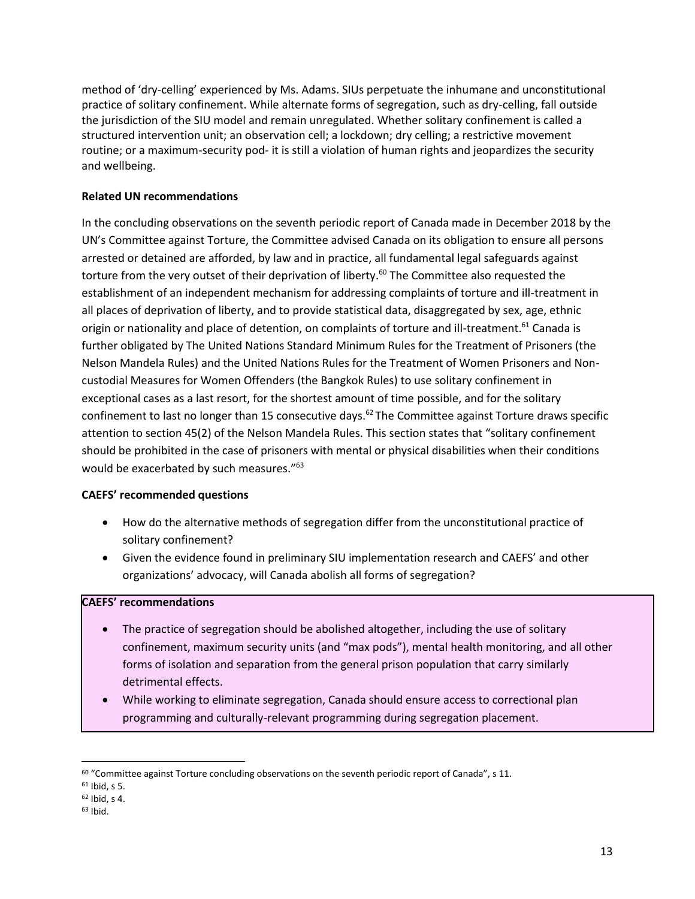method of 'dry-celling' experienced by Ms. Adams. SIUs perpetuate the inhumane and unconstitutional practice of solitary confinement. While alternate forms of segregation, such as dry-celling, fall outside the jurisdiction of the SIU model and remain unregulated. Whether solitary confinement is called a structured intervention unit; an observation cell; a lockdown; dry celling; a restrictive movement routine; or a maximum-security pod- it is still a violation of human rights and jeopardizes the security and wellbeing.

**Related UN recommendations**

In the concluding observations on the seventh periodic report of Canada made in December 2018 by the UN's Committee against Torture, the Committee advised Canada on its obligation to ensure all persons arrested or detained are afforded, by law and in practice, all fundamental legal safeguards against torture from the very outset of their deprivation of liberty.[60] The Committee also requested the establishment of an independent mechanism for addressing complaints of torture and ill-treatment in all places of deprivation of liberty, and to provide statistical data, disaggregated by sex, age, ethnic origin or nationality and place of detention, on complaints of torture and ill-treatment.[61] Canada is further obligated by The United Nations Standard Minimum Rules for the Treatment of Prisoners (the Nelson Mandela Rules) and the United Nations Rules for the Treatment of Women Prisoners and Non-custodial Measures for Women Offenders (the Bangkok Rules) to use solitary confinement in exceptional cases as a last resort, for the shortest amount of time possible, and for the solitary confinement to last no longer than 15 consecutive days.[62] The Committee against Torture draws specific attention to section 45(2) of the Nelson Mandela Rules. This section states that "solitary confinement should be prohibited in the case of prisoners with mental or physical disabilities when their conditions would be exacerbated by such measures."[63]

**CAEFS' recommended questions**

- How do the alternative methods of segregation differ from the unconstitutional practice of solitary confinement?
- Given the evidence found in preliminary SIU implementation research and CAEFS' and other organizations' advocacy, will Canada abolish all forms of segregation?

**CAEFS' recommendations**

- The practice of segregation should be abolished altogether, including the use of solitary confinement, maximum security units (and "max pods"), mental health monitoring, and all other forms of isolation and separation from the general prison population that carry similarly detrimental effects.
- While working to eliminate segregation, Canada should ensure access to correctional plan programming and culturally-relevant programming during segregation placement.

---

[60] "Committee against Torture concluding observations on the seventh periodic report of Canada", s 11.

[61] Ibid, s 5.

[62] Ibid, s 4.

[63] Ibid.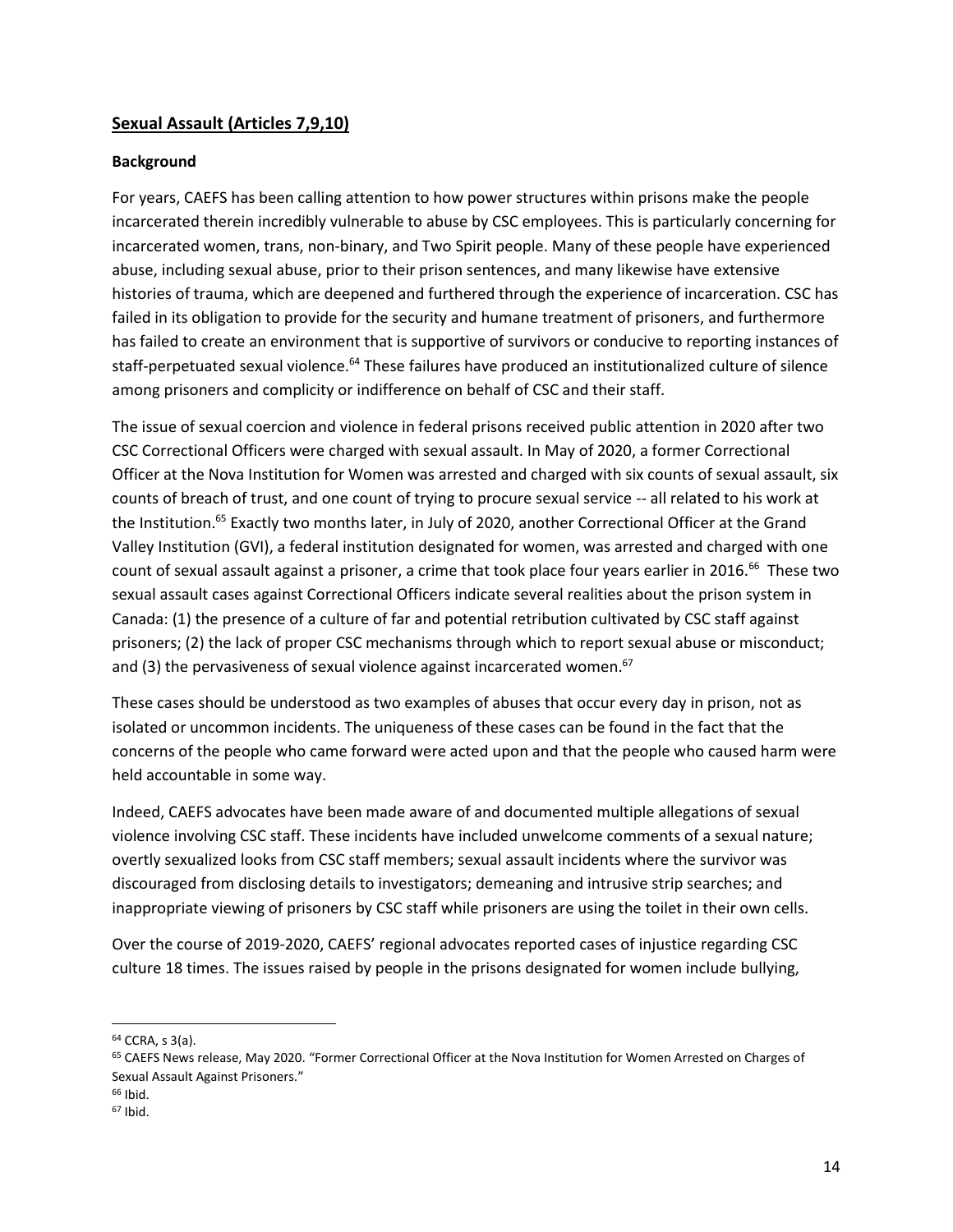## Sexual Assault (Articles 7,9,10)

### Background

For years, CAEFS has been calling attention to how power structures within prisons make the people incarcerated therein incredibly vulnerable to abuse by CSC employees. This is particularly concerning for incarcerated women, trans, non-binary, and Two Spirit people. Many of these people have experienced abuse, including sexual abuse, prior to their prison sentences, and many likewise have extensive histories of trauma, which are deepened and furthered through the experience of incarceration. CSC has failed in its obligation to provide for the security and humane treatment of prisoners, and furthermore has failed to create an environment that is supportive of survivors or conducive to reporting instances of staff-perpetuated sexual violence.[64] These failures have produced an institutionalized culture of silence among prisoners and complicity or indifference on behalf of CSC and their staff.

The issue of sexual coercion and violence in federal prisons received public attention in 2020 after two CSC Correctional Officers were charged with sexual assault. In May of 2020, a former Correctional Officer at the Nova Institution for Women was arrested and charged with six counts of sexual assault, six counts of breach of trust, and one count of trying to procure sexual service -- all related to his work at the Institution.[65] Exactly two months later, in July of 2020, another Correctional Officer at the Grand Valley Institution (GVI), a federal institution designated for women, was arrested and charged with one count of sexual assault against a prisoner, a crime that took place four years earlier in 2016.[66] These two sexual assault cases against Correctional Officers indicate several realities about the prison system in Canada: (1) the presence of a culture of far and potential retribution cultivated by CSC staff against prisoners; (2) the lack of proper CSC mechanisms through which to report sexual abuse or misconduct; and (3) the pervasiveness of sexual violence against incarcerated women.[67]

These cases should be understood as two examples of abuses that occur every day in prison, not as isolated or uncommon incidents. The uniqueness of these cases can be found in the fact that the concerns of the people who came forward were acted upon and that the people who caused harm were held accountable in some way.

Indeed, CAEFS advocates have been made aware of and documented multiple allegations of sexual violence involving CSC staff. These incidents have included unwelcome comments of a sexual nature; overtly sexualized looks from CSC staff members; sexual assault incidents where the survivor was discouraged from disclosing details to investigators; demeaning and intrusive strip searches; and inappropriate viewing of prisoners by CSC staff while prisoners are using the toilet in their own cells.

Over the course of 2019-2020, CAEFS' regional advocates reported cases of injustice regarding CSC culture 18 times. The issues raised by people in the prisons designated for women include bullying,

---

[64] CCRA, s 3(a).

[65] CAEFS News release, May 2020. "Former Correctional Officer at the Nova Institution for Women Arrested on Charges of Sexual Assault Against Prisoners."

[66] Ibid.

[67] Ibid.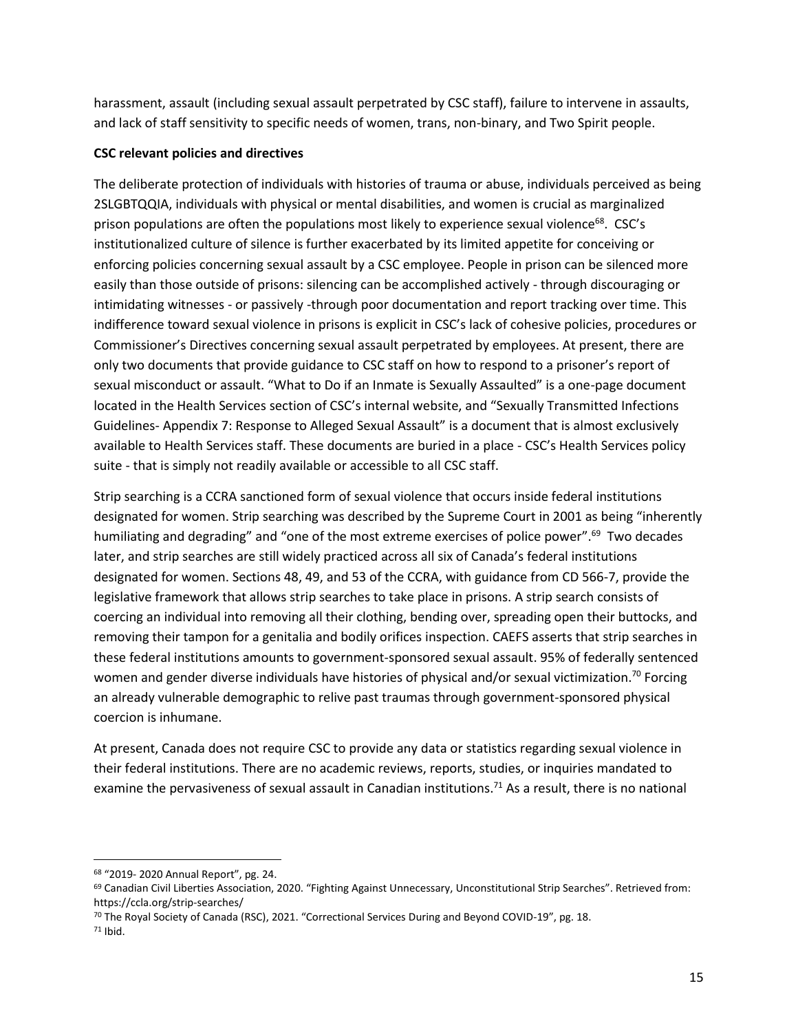harassment, assault (including sexual assault perpetrated by CSC staff), failure to intervene in assaults, and lack of staff sensitivity to specific needs of women, trans, non-binary, and Two Spirit people.

**CSC relevant policies and directives**

The deliberate protection of individuals with histories of trauma or abuse, individuals perceived as being 2SLGBTQQIA, individuals with physical or mental disabilities, and women is crucial as marginalized prison populations are often the populations most likely to experience sexual violence[68]. CSC's institutionalized culture of silence is further exacerbated by its limited appetite for conceiving or enforcing policies concerning sexual assault by a CSC employee. People in prison can be silenced more easily than those outside of prisons: silencing can be accomplished actively - through discouraging or intimidating witnesses - or passively -through poor documentation and report tracking over time. This indifference toward sexual violence in prisons is explicit in CSC's lack of cohesive policies, procedures or Commissioner's Directives concerning sexual assault perpetrated by employees. At present, there are only two documents that provide guidance to CSC staff on how to respond to a prisoner's report of sexual misconduct or assault. "What to Do if an Inmate is Sexually Assaulted" is a one-page document located in the Health Services section of CSC's internal website, and "Sexually Transmitted Infections Guidelines- Appendix 7: Response to Alleged Sexual Assault" is a document that is almost exclusively available to Health Services staff. These documents are buried in a place - CSC's Health Services policy suite - that is simply not readily available or accessible to all CSC staff.

Strip searching is a CCRA sanctioned form of sexual violence that occurs inside federal institutions designated for women. Strip searching was described by the Supreme Court in 2001 as being "inherently humiliating and degrading" and "one of the most extreme exercises of police power".[69] Two decades later, and strip searches are still widely practiced across all six of Canada's federal institutions designated for women. Sections 48, 49, and 53 of the CCRA, with guidance from CD 566-7, provide the legislative framework that allows strip searches to take place in prisons. A strip search consists of coercing an individual into removing all their clothing, bending over, spreading open their buttocks, and removing their tampon for a genitalia and bodily orifices inspection. CAEFS asserts that strip searches in these federal institutions amounts to government-sponsored sexual assault. 95% of federally sentenced women and gender diverse individuals have histories of physical and/or sexual victimization.[70] Forcing an already vulnerable demographic to relive past traumas through government-sponsored physical coercion is inhumane.

At present, Canada does not require CSC to provide any data or statistics regarding sexual violence in their federal institutions. There are no academic reviews, reports, studies, or inquiries mandated to examine the pervasiveness of sexual assault in Canadian institutions.[71] As a result, there is no national

---

[68] "2019- 2020 Annual Report", pg. 24.

[69] Canadian Civil Liberties Association, 2020. "Fighting Against Unnecessary, Unconstitutional Strip Searches". Retrieved from: https://ccla.org/strip-searches/

[70] The Royal Society of Canada (RSC), 2021. "Correctional Services During and Beyond COVID-19", pg. 18.

[71] Ibid.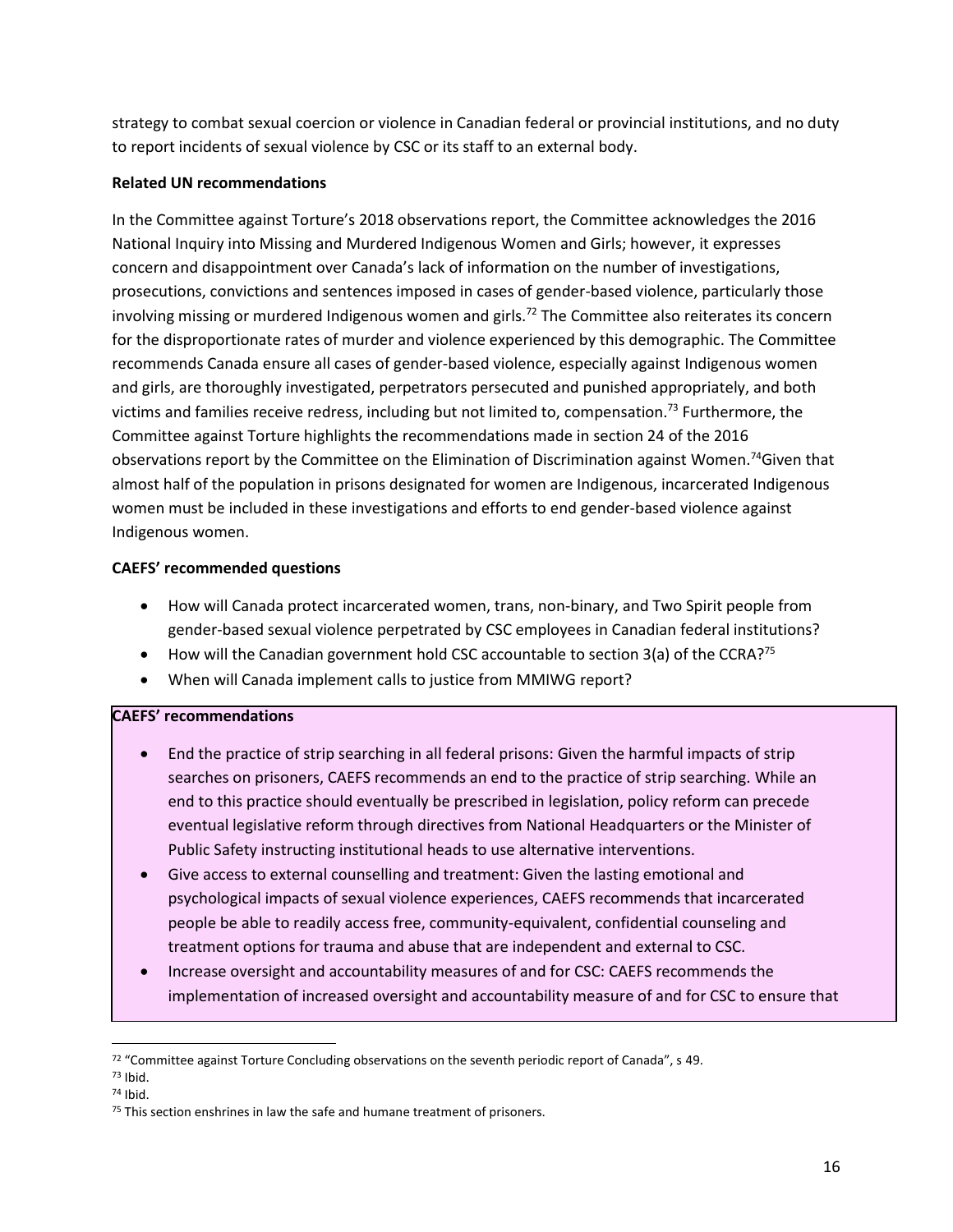strategy to combat sexual coercion or violence in Canadian federal or provincial institutions, and no duty to report incidents of sexual violence by CSC or its staff to an external body.

**Related UN recommendations**

In the Committee against Torture's 2018 observations report, the Committee acknowledges the 2016 National Inquiry into Missing and Murdered Indigenous Women and Girls; however, it expresses concern and disappointment over Canada's lack of information on the number of investigations, prosecutions, convictions and sentences imposed in cases of gender-based violence, particularly those involving missing or murdered Indigenous women and girls.[72] The Committee also reiterates its concern for the disproportionate rates of murder and violence experienced by this demographic. The Committee recommends Canada ensure all cases of gender-based violence, especially against Indigenous women and girls, are thoroughly investigated, perpetrators persecuted and punished appropriately, and both victims and families receive redress, including but not limited to, compensation.[73] Furthermore, the Committee against Torture highlights the recommendations made in section 24 of the 2016 observations report by the Committee on the Elimination of Discrimination against Women.[74]Given that almost half of the population in prisons designated for women are Indigenous, incarcerated Indigenous women must be included in these investigations and efforts to end gender-based violence against Indigenous women.

**CAEFS' recommended questions**

- How will Canada protect incarcerated women, trans, non-binary, and Two Spirit people from gender-based sexual violence perpetrated by CSC employees in Canadian federal institutions?
- How will the Canadian government hold CSC accountable to section 3(a) of the CCRA?[75]
- When will Canada implement calls to justice from MMIWG report?

**CAEFS' recommendations**

- End the practice of strip searching in all federal prisons: Given the harmful impacts of strip searches on prisoners, CAEFS recommends an end to the practice of strip searching. While an end to this practice should eventually be prescribed in legislation, policy reform can precede eventual legislative reform through directives from National Headquarters or the Minister of Public Safety instructing institutional heads to use alternative interventions.
- Give access to external counselling and treatment: Given the lasting emotional and psychological impacts of sexual violence experiences, CAEFS recommends that incarcerated people be able to readily access free, community-equivalent, confidential counseling and treatment options for trauma and abuse that are independent and external to CSC.
- Increase oversight and accountability measures of and for CSC: CAEFS recommends the implementation of increased oversight and accountability measure of and for CSC to ensure that

---

[72] "Committee against Torture Concluding observations on the seventh periodic report of Canada", s 49.

[73] Ibid.

[74] Ibid.

[75] This section enshrines in law the safe and humane treatment of prisoners.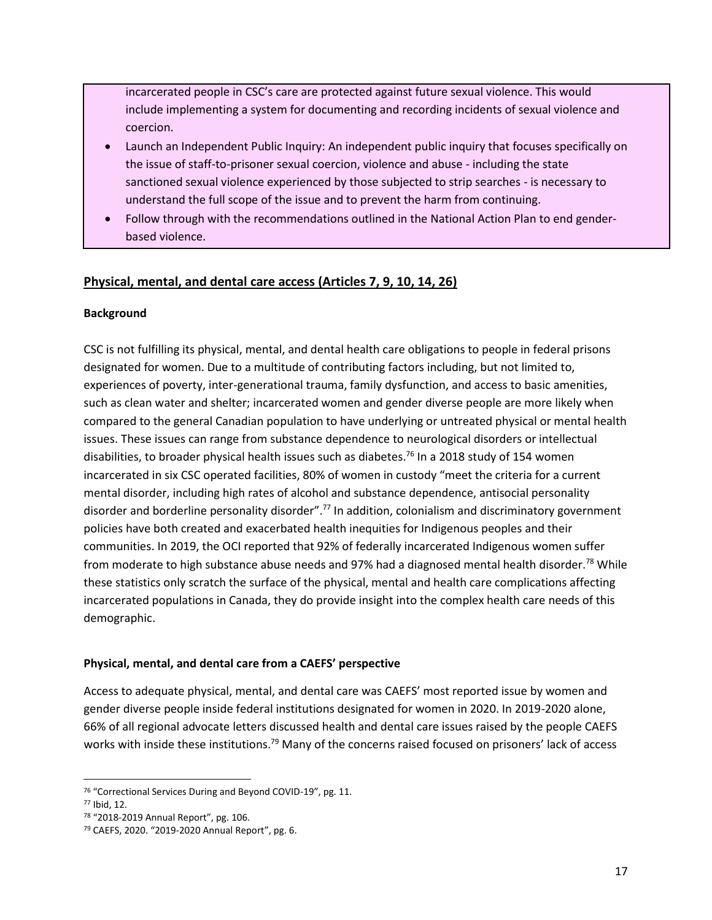incarcerated people in CSC's care are protected against future sexual violence. This would include implementing a system for documenting and recording incidents of sexual violence and coercion.

- Launch an Independent Public Inquiry: An independent public inquiry that focuses specifically on the issue of staff-to-prisoner sexual coercion, violence and abuse - including the state sanctioned sexual violence experienced by those subjected to strip searches - is necessary to understand the full scope of the issue and to prevent the harm from continuing.
- Follow through with the recommendations outlined in the National Action Plan to end gender-based violence.

## Physical, mental, and dental care access (Articles 7, 9, 10, 14, 26)

**Background**

CSC is not fulfilling its physical, mental, and dental health care obligations to people in federal prisons designated for women. Due to a multitude of contributing factors including, but not limited to, experiences of poverty, inter-generational trauma, family dysfunction, and access to basic amenities, such as clean water and shelter; incarcerated women and gender diverse people are more likely when compared to the general Canadian population to have underlying or untreated physical or mental health issues. These issues can range from substance dependence to neurological disorders or intellectual disabilities, to broader physical health issues such as diabetes.[76] In a 2018 study of 154 women incarcerated in six CSC operated facilities, 80% of women in custody "meet the criteria for a current mental disorder, including high rates of alcohol and substance dependence, antisocial personality disorder and borderline personality disorder".[77] In addition, colonialism and discriminatory government policies have both created and exacerbated health inequities for Indigenous peoples and their communities. In 2019, the OCI reported that 92% of federally incarcerated Indigenous women suffer from moderate to high substance abuse needs and 97% had a diagnosed mental health disorder.[78] While these statistics only scratch the surface of the physical, mental and health care complications affecting incarcerated populations in Canada, they do provide insight into the complex health care needs of this demographic.

**Physical, mental, and dental care from a CAEFS' perspective**

Access to adequate physical, mental, and dental care was CAEFS' most reported issue by women and gender diverse people inside federal institutions designated for women in 2020. In 2019-2020 alone, 66% of all regional advocate letters discussed health and dental care issues raised by the people CAEFS works with inside these institutions.[79] Many of the concerns raised focused on prisoners' lack of access

[76] "Correctional Services During and Beyond COVID-19", pg. 11.
[77] Ibid, 12.
[78] "2018-2019 Annual Report", pg. 106.
[79] CAEFS, 2020. "2019-2020 Annual Report", pg. 6.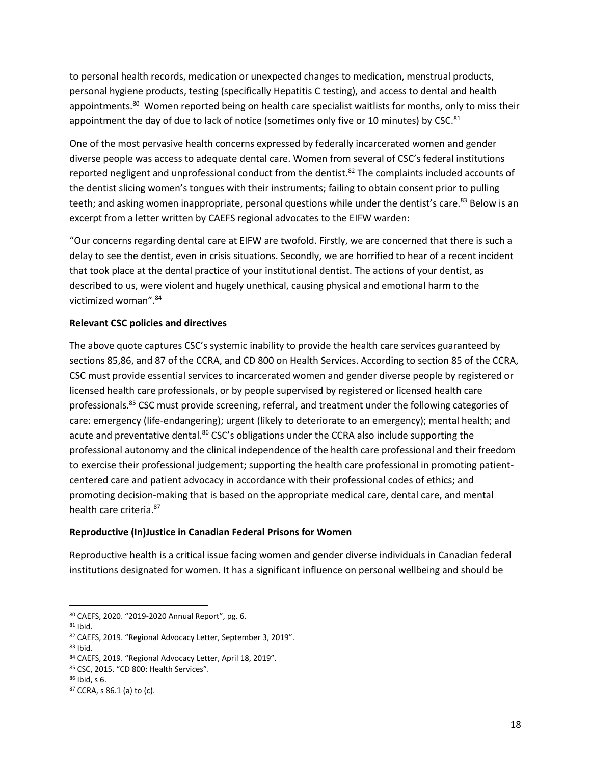to personal health records, medication or unexpected changes to medication, menstrual products, personal hygiene products, testing (specifically Hepatitis C testing), and access to dental and health appointments.[80] Women reported being on health care specialist waitlists for months, only to miss their appointment the day of due to lack of notice (sometimes only five or 10 minutes) by CSC.[81]

One of the most pervasive health concerns expressed by federally incarcerated women and gender diverse people was access to adequate dental care. Women from several of CSC's federal institutions reported negligent and unprofessional conduct from the dentist.[82] The complaints included accounts of the dentist slicing women's tongues with their instruments; failing to obtain consent prior to pulling teeth; and asking women inappropriate, personal questions while under the dentist's care.[83] Below is an excerpt from a letter written by CAEFS regional advocates to the EIFW warden:

"Our concerns regarding dental care at EIFW are twofold. Firstly, we are concerned that there is such a delay to see the dentist, even in crisis situations. Secondly, we are horrified to hear of a recent incident that took place at the dental practice of your institutional dentist. The actions of your dentist, as described to us, were violent and hugely unethical, causing physical and emotional harm to the victimized woman".[84]

**Relevant CSC policies and directives**

The above quote captures CSC's systemic inability to provide the health care services guaranteed by sections 85,86, and 87 of the CCRA, and CD 800 on Health Services. According to section 85 of the CCRA, CSC must provide essential services to incarcerated women and gender diverse people by registered or licensed health care professionals, or by people supervised by registered or licensed health care professionals.[85] CSC must provide screening, referral, and treatment under the following categories of care: emergency (life-endangering); urgent (likely to deteriorate to an emergency); mental health; and acute and preventative dental.[86] CSC's obligations under the CCRA also include supporting the professional autonomy and the clinical independence of the health care professional and their freedom to exercise their professional judgement; supporting the health care professional in promoting patient-centered care and patient advocacy in accordance with their professional codes of ethics; and promoting decision-making that is based on the appropriate medical care, dental care, and mental health care criteria.[87]

**Reproductive (In)Justice in Canadian Federal Prisons for Women**

Reproductive health is a critical issue facing women and gender diverse individuals in Canadian federal institutions designated for women. It has a significant influence on personal wellbeing and should be

---

[80] CAEFS, 2020. "2019-2020 Annual Report", pg. 6.
[81] Ibid.
[82] CAEFS, 2019. "Regional Advocacy Letter, September 3, 2019".
[83] Ibid.
[84] CAEFS, 2019. "Regional Advocacy Letter, April 18, 2019".
[85] CSC, 2015. "CD 800: Health Services".
[86] Ibid, s 6.
[87] CCRA, s 86.1 (a) to (c).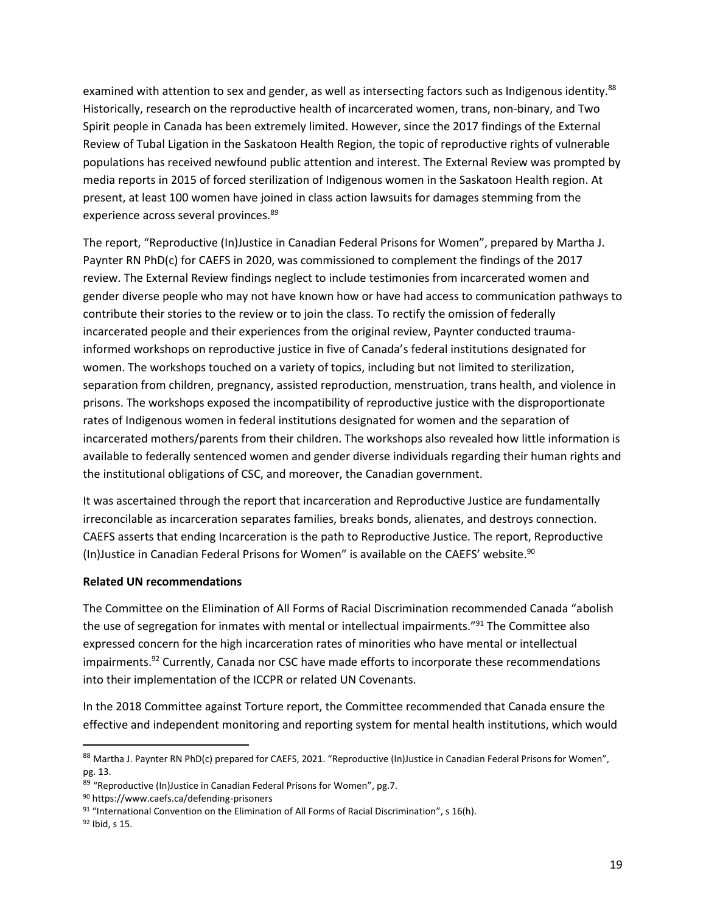examined with attention to sex and gender, as well as intersecting factors such as Indigenous identity.[88] Historically, research on the reproductive health of incarcerated women, trans, non-binary, and Two Spirit people in Canada has been extremely limited. However, since the 2017 findings of the External Review of Tubal Ligation in the Saskatoon Health Region, the topic of reproductive rights of vulnerable populations has received newfound public attention and interest. The External Review was prompted by media reports in 2015 of forced sterilization of Indigenous women in the Saskatoon Health region. At present, at least 100 women have joined in class action lawsuits for damages stemming from the experience across several provinces.[89]

The report, "Reproductive (In)Justice in Canadian Federal Prisons for Women", prepared by Martha J. Paynter RN PhD(c) for CAEFS in 2020, was commissioned to complement the findings of the 2017 review. The External Review findings neglect to include testimonies from incarcerated women and gender diverse people who may not have known how or have had access to communication pathways to contribute their stories to the review or to join the class. To rectify the omission of federally incarcerated people and their experiences from the original review, Paynter conducted trauma-informed workshops on reproductive justice in five of Canada's federal institutions designated for women. The workshops touched on a variety of topics, including but not limited to sterilization, separation from children, pregnancy, assisted reproduction, menstruation, trans health, and violence in prisons. The workshops exposed the incompatibility of reproductive justice with the disproportionate rates of Indigenous women in federal institutions designated for women and the separation of incarcerated mothers/parents from their children. The workshops also revealed how little information is available to federally sentenced women and gender diverse individuals regarding their human rights and the institutional obligations of CSC, and moreover, the Canadian government.

It was ascertained through the report that incarceration and Reproductive Justice are fundamentally irreconcilable as incarceration separates families, breaks bonds, alienates, and destroys connection. CAEFS asserts that ending Incarceration is the path to Reproductive Justice. The report, Reproductive (In)Justice in Canadian Federal Prisons for Women" is available on the CAEFS' website.[90]

**Related UN recommendations**

The Committee on the Elimination of All Forms of Racial Discrimination recommended Canada "abolish the use of segregation for inmates with mental or intellectual impairments."[91] The Committee also expressed concern for the high incarceration rates of minorities who have mental or intellectual impairments.[92] Currently, Canada nor CSC have made efforts to incorporate these recommendations into their implementation of the ICCPR or related UN Covenants.

In the 2018 Committee against Torture report, the Committee recommended that Canada ensure the effective and independent monitoring and reporting system for mental health institutions, which would

---

[88] Martha J. Paynter RN PhD(c) prepared for CAEFS, 2021. "Reproductive (In)Justice in Canadian Federal Prisons for Women", pg. 13.

[89] "Reproductive (In)Justice in Canadian Federal Prisons for Women", pg.7.

[90] https://www.caefs.ca/defending-prisoners

[91] "International Convention on the Elimination of All Forms of Racial Discrimination", s 16(h).

[92] Ibid, s 15.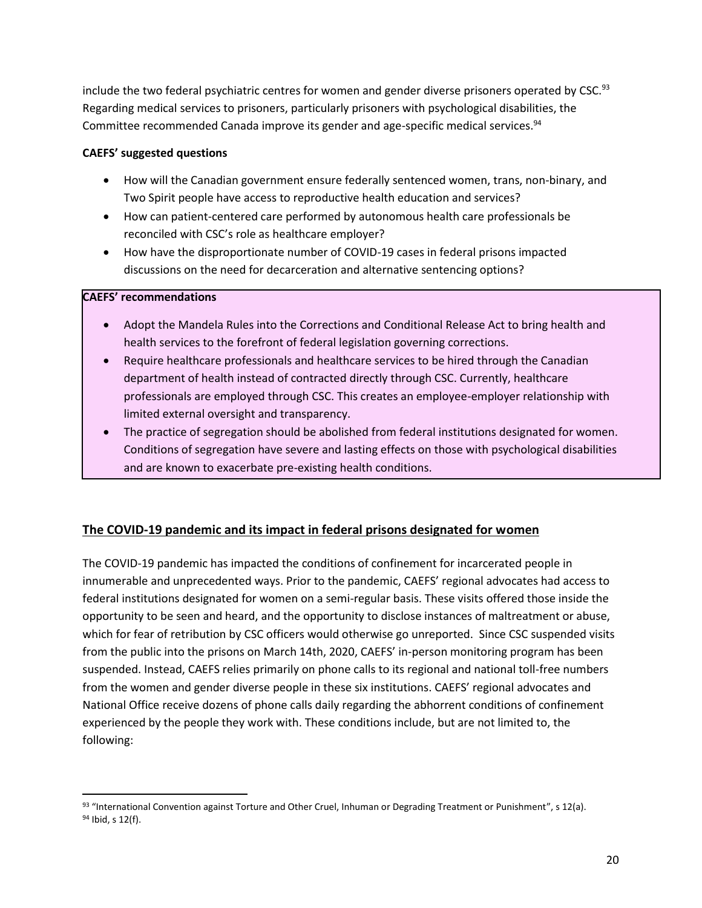include the two federal psychiatric centres for women and gender diverse prisoners operated by CSC.[93] Regarding medical services to prisoners, particularly prisoners with psychological disabilities, the Committee recommended Canada improve its gender and age-specific medical services.[94]

**CAEFS' suggested questions**

- How will the Canadian government ensure federally sentenced women, trans, non-binary, and Two Spirit people have access to reproductive health education and services?
- How can patient-centered care performed by autonomous health care professionals be reconciled with CSC's role as healthcare employer?
- How have the disproportionate number of COVID-19 cases in federal prisons impacted discussions on the need for decarceration and alternative sentencing options?

**CAEFS' recommendations**

- Adopt the Mandela Rules into the Corrections and Conditional Release Act to bring health and health services to the forefront of federal legislation governing corrections.
- Require healthcare professionals and healthcare services to be hired through the Canadian department of health instead of contracted directly through CSC. Currently, healthcare professionals are employed through CSC. This creates an employee-employer relationship with limited external oversight and transparency.
- The practice of segregation should be abolished from federal institutions designated for women. Conditions of segregation have severe and lasting effects on those with psychological disabilities and are known to exacerbate pre-existing health conditions.

## The COVID-19 pandemic and its impact in federal prisons designated for women

The COVID-19 pandemic has impacted the conditions of confinement for incarcerated people in innumerable and unprecedented ways. Prior to the pandemic, CAEFS' regional advocates had access to federal institutions designated for women on a semi-regular basis. These visits offered those inside the opportunity to be seen and heard, and the opportunity to disclose instances of maltreatment or abuse, which for fear of retribution by CSC officers would otherwise go unreported. Since CSC suspended visits from the public into the prisons on March 14th, 2020, CAEFS' in-person monitoring program has been suspended. Instead, CAEFS relies primarily on phone calls to its regional and national toll-free numbers from the women and gender diverse people in these six institutions. CAEFS' regional advocates and National Office receive dozens of phone calls daily regarding the abhorrent conditions of confinement experienced by the people they work with. These conditions include, but are not limited to, the following:

---

[93] "International Convention against Torture and Other Cruel, Inhuman or Degrading Treatment or Punishment", s 12(a).

[94] Ibid, s 12(f).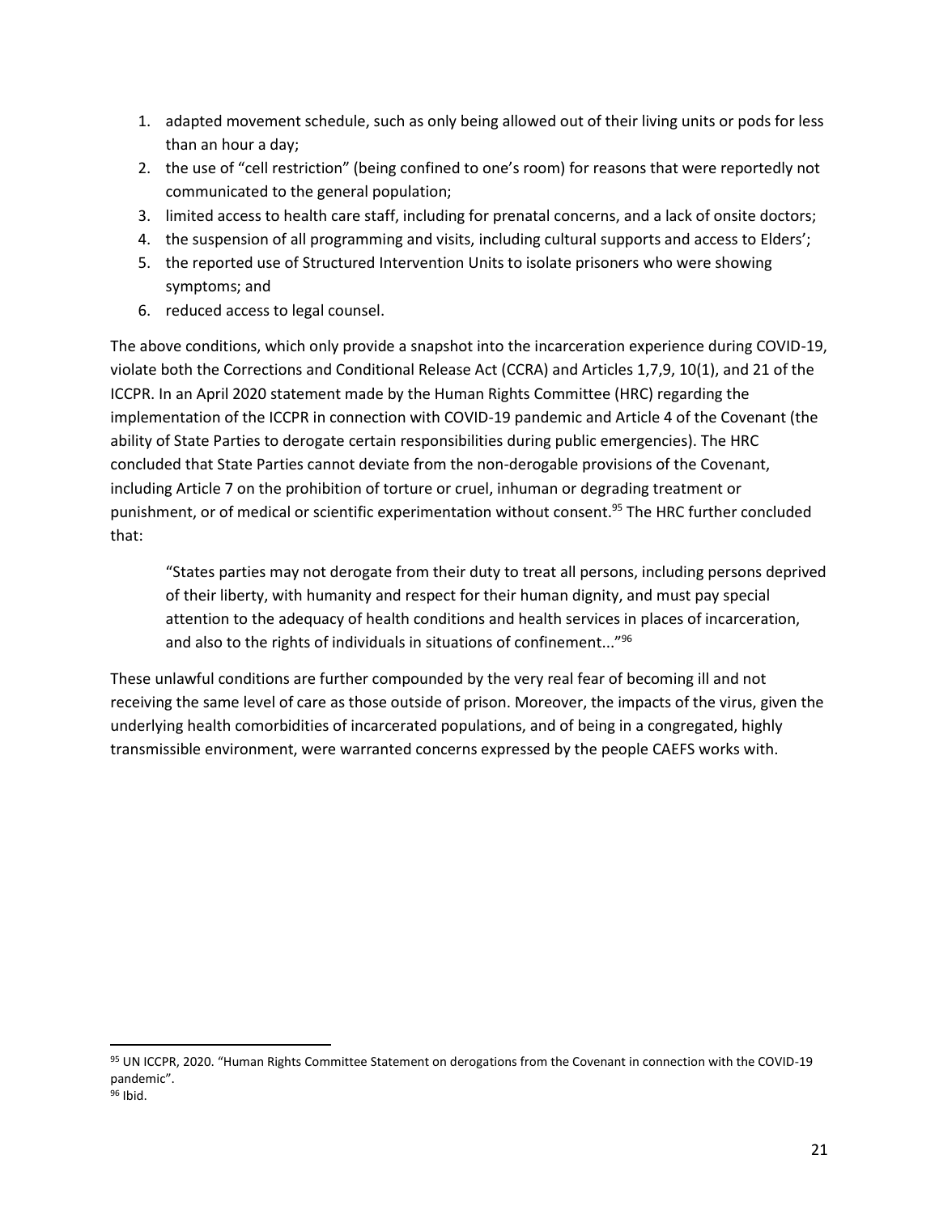1. adapted movement schedule, such as only being allowed out of their living units or pods for less than an hour a day;
2. the use of "cell restriction" (being confined to one's room) for reasons that were reportedly not communicated to the general population;
3. limited access to health care staff, including for prenatal concerns, and a lack of onsite doctors;
4. the suspension of all programming and visits, including cultural supports and access to Elders';
5. the reported use of Structured Intervention Units to isolate prisoners who were showing symptoms; and
6. reduced access to legal counsel.

The above conditions, which only provide a snapshot into the incarceration experience during COVID-19, violate both the Corrections and Conditional Release Act (CCRA) and Articles 1,7,9, 10(1), and 21 of the ICCPR. In an April 2020 statement made by the Human Rights Committee (HRC) regarding the implementation of the ICCPR in connection with COVID-19 pandemic and Article 4 of the Covenant (the ability of State Parties to derogate certain responsibilities during public emergencies). The HRC concluded that State Parties cannot deviate from the non-derogable provisions of the Covenant, including Article 7 on the prohibition of torture or cruel, inhuman or degrading treatment or punishment, or of medical or scientific experimentation without consent.[95] The HRC further concluded that:

> "States parties may not derogate from their duty to treat all persons, including persons deprived of their liberty, with humanity and respect for their human dignity, and must pay special attention to the adequacy of health conditions and health services in places of incarceration, and also to the rights of individuals in situations of confinement..."[96]

These unlawful conditions are further compounded by the very real fear of becoming ill and not receiving the same level of care as those outside of prison. Moreover, the impacts of the virus, given the underlying health comorbidities of incarcerated populations, and of being in a congregated, highly transmissible environment, were warranted concerns expressed by the people CAEFS works with.

[95] UN ICCPR, 2020. "Human Rights Committee Statement on derogations from the Covenant in connection with the COVID-19 pandemic".

[96] Ibid.